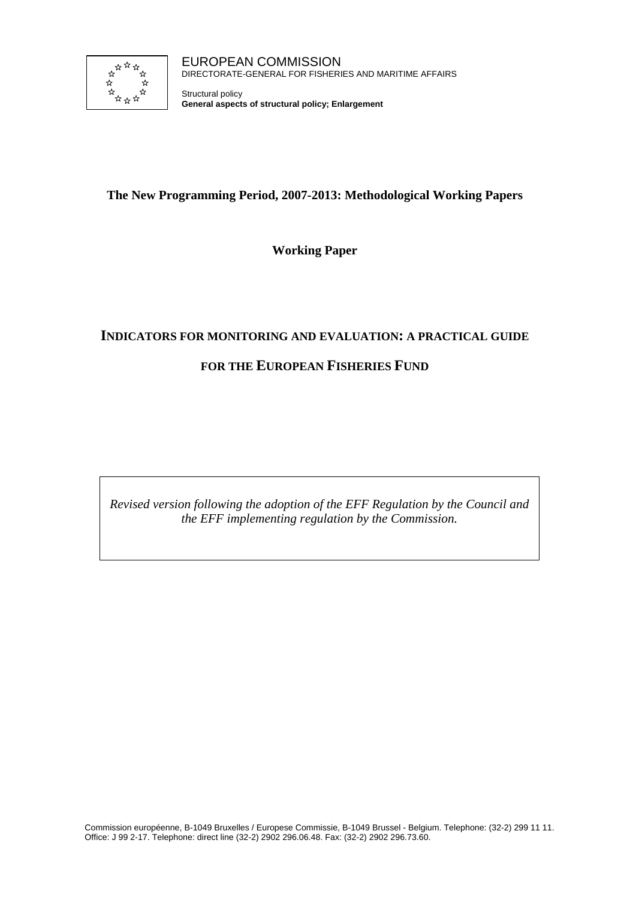EUROPEAN COMMISSION
DIRECTORATE-GENERAL FOR FISHERIES AND MARITIME AFFAIRS

Structural policy
**General aspects of structural policy; Enlargement**

**The New Programming Period, 2007-2013: Methodological Working Papers**

**Working Paper**

# INDICATORS FOR MONITORING AND EVALUATION: A PRACTICAL GUIDE FOR THE EUROPEAN FISHERIES FUND

*Revised version following the adoption of the EFF Regulation by the Council and the EFF implementing regulation by the Commission.*

Commission européenne, B-1049 Bruxelles / Europese Commissie, B-1049 Brussel - Belgium. Telephone: (32-2) 299 11 11.
Office: J 99 2-17. Telephone: direct line (32-2) 2902 296.06.48. Fax: (32-2) 2902 296.73.60.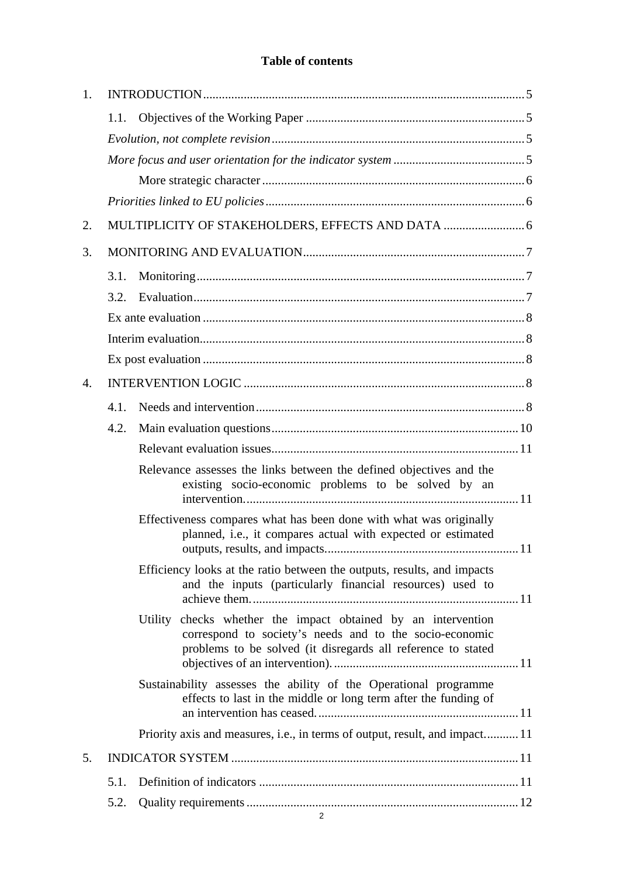# Table of contents

1. INTRODUCTION ..... 5
   - 1.1. Objectives of the Working Paper ..... 5
   - *Evolution, not complete revision* ..... 5
   - *More focus and user orientation for the indicator system* ..... 5
     - More strategic character ..... 6
   - *Priorities linked to EU policies* ..... 6
2. MULTIPLICITY OF STAKEHOLDERS, EFFECTS AND DATA ..... 6
3. MONITORING AND EVALUATION ..... 7
   - 3.1. Monitoring ..... 7
   - 3.2. Evaluation ..... 7
   - Ex ante evaluation ..... 8
   - Interim evaluation ..... 8
   - Ex post evaluation ..... 8
4. INTERVENTION LOGIC ..... 8
   - 4.1. Needs and intervention ..... 8
   - 4.2. Main evaluation questions ..... 10
     - Relevant evaluation issues ..... 11
     - Relevance assesses the links between the defined objectives and the existing socio-economic problems to be solved by an intervention. ..... 11
     - Effectiveness compares what has been done with what was originally planned, i.e., it compares actual with expected or estimated outputs, results, and impacts. ..... 11
     - Efficiency looks at the ratio between the outputs, results, and impacts and the inputs (particularly financial resources) used to achieve them. ..... 11
     - Utility checks whether the impact obtained by an intervention correspond to society's needs and to the socio-economic problems to be solved (it disregards all reference to stated objectives of an intervention). ..... 11
     - Sustainability assesses the ability of the Operational programme effects to last in the middle or long term after the funding of an intervention has ceased. ..... 11
     - Priority axis and measures, i.e., in terms of output, result, and impact. ..... 11
5. INDICATOR SYSTEM ..... 11
   - 5.1. Definition of indicators ..... 11
   - 5.2. Quality requirements ..... 12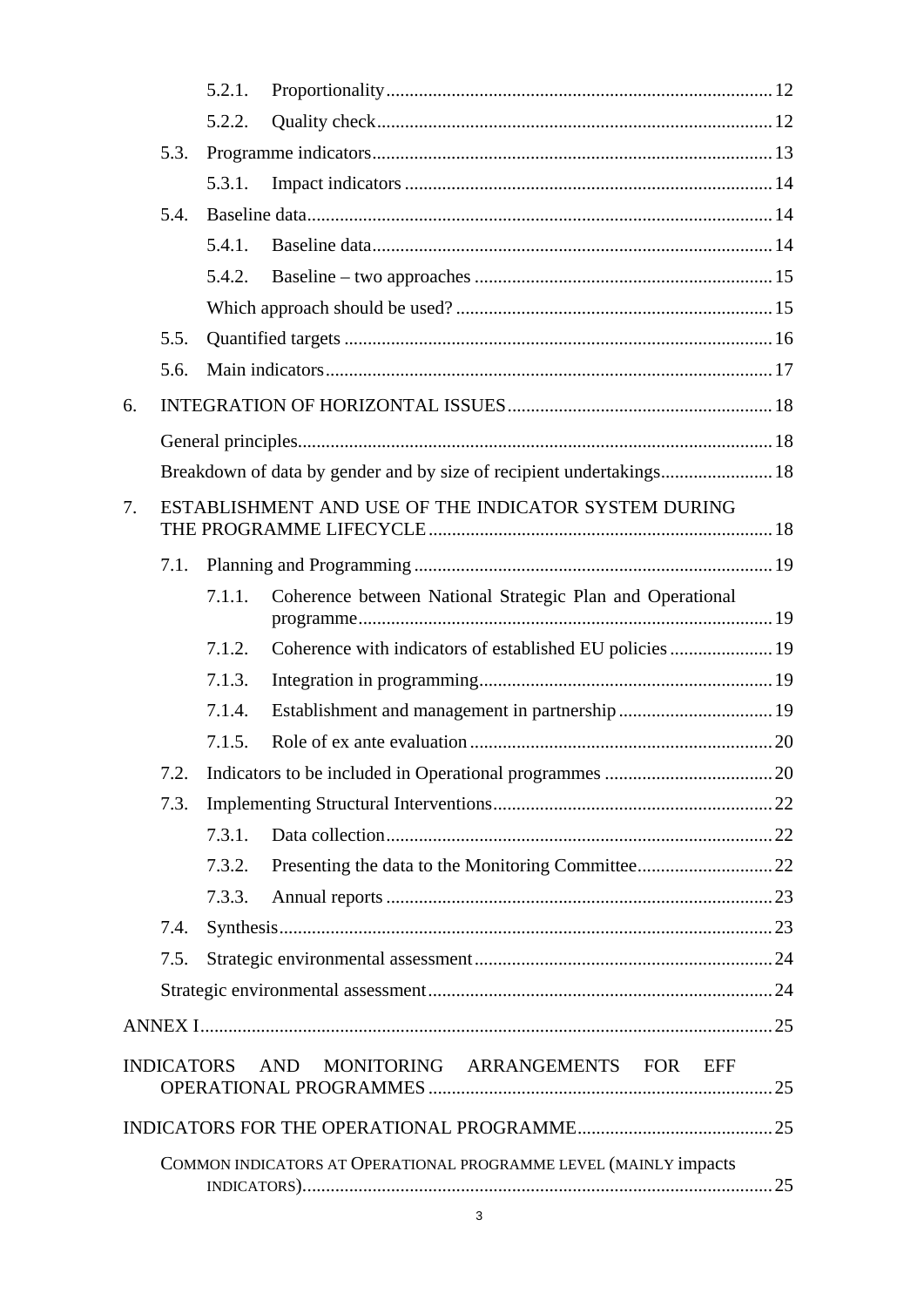5.2.1. Proportionality ..... 12

5.2.2. Quality check ..... 12

5.3. Programme indicators ..... 13

5.3.1. Impact indicators ..... 14

5.4. Baseline data ..... 14

5.4.1. Baseline data ..... 14

5.4.2. Baseline – two approaches ..... 15

Which approach should be used? ..... 15

5.5. Quantified targets ..... 16

5.6. Main indicators ..... 17

6. INTEGRATION OF HORIZONTAL ISSUES ..... 18

General principles ..... 18

Breakdown of data by gender and by size of recipient undertakings ..... 18

7. ESTABLISHMENT AND USE OF THE INDICATOR SYSTEM DURING THE PROGRAMME LIFECYCLE ..... 18

7.1. Planning and Programming ..... 19

7.1.1. Coherence between National Strategic Plan and Operational programme ..... 19

7.1.2. Coherence with indicators of established EU policies ..... 19

7.1.3. Integration in programming ..... 19

7.1.4. Establishment and management in partnership ..... 19

7.1.5. Role of ex ante evaluation ..... 20

7.2. Indicators to be included in Operational programmes ..... 20

7.3. Implementing Structural Interventions ..... 22

7.3.1. Data collection ..... 22

7.3.2. Presenting the data to the Monitoring Committee ..... 22

7.3.3. Annual reports ..... 23

7.4. Synthesis ..... 23

7.5. Strategic environmental assessment ..... 24

Strategic environmental assessment ..... 24

ANNEX I ..... 25

INDICATORS AND MONITORING ARRANGEMENTS FOR EFF OPERATIONAL PROGRAMMES ..... 25

INDICATORS FOR THE OPERATIONAL PROGRAMME ..... 25

COMMON INDICATORS AT OPERATIONAL PROGRAMME LEVEL (MAINLY impacts INDICATORS) ..... 25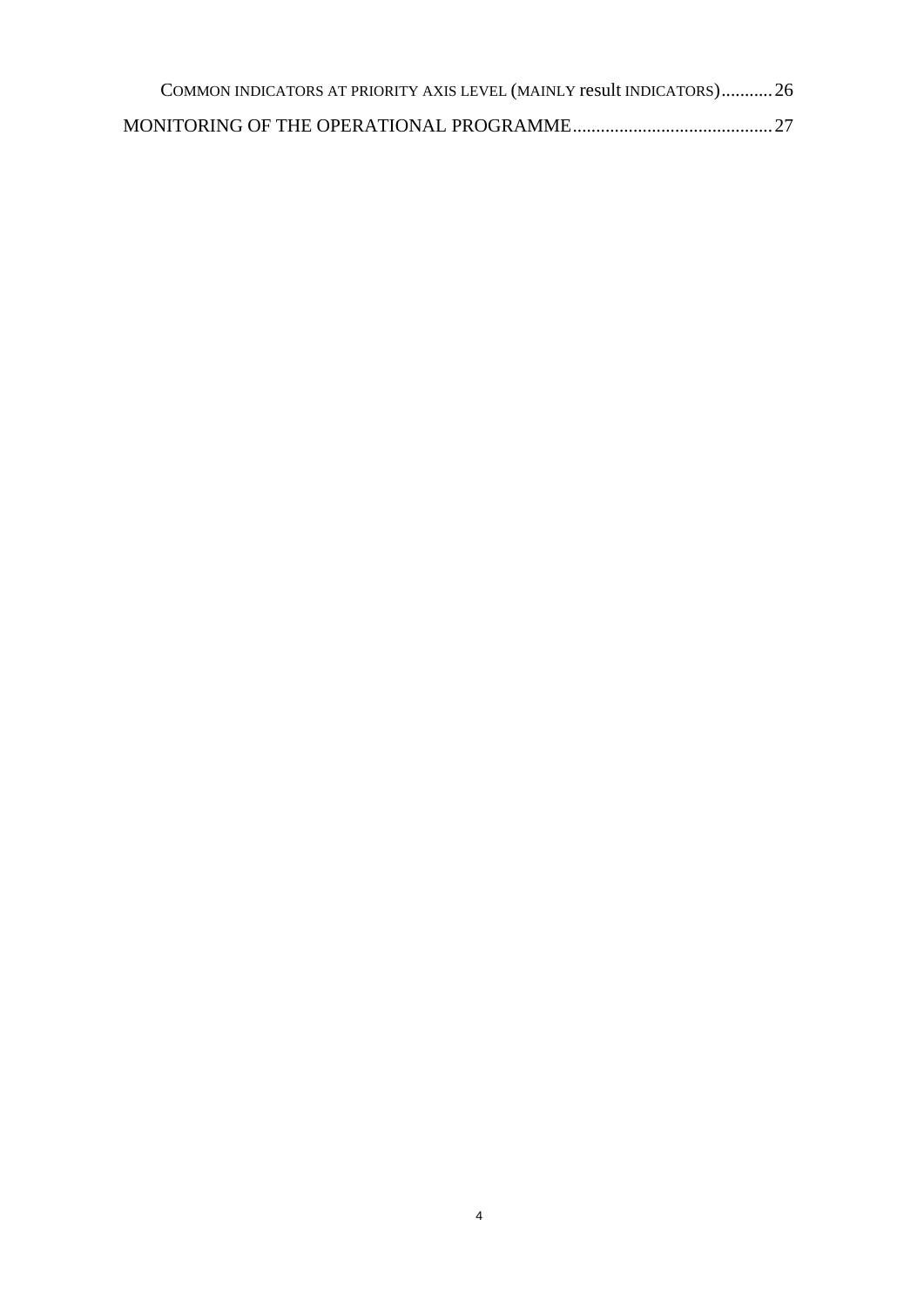COMMON INDICATORS AT PRIORITY AXIS LEVEL (MAINLY result INDICATORS)........... 26

MONITORING OF THE OPERATIONAL PROGRAMME........................................... 27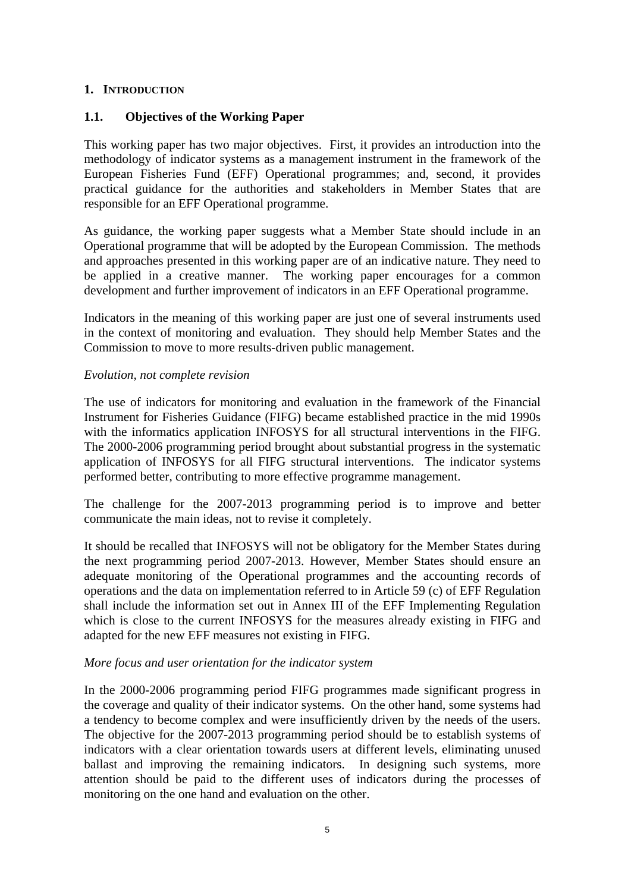# 1. INTRODUCTION

## 1.1. Objectives of the Working Paper

This working paper has two major objectives. First, it provides an introduction into the methodology of indicator systems as a management instrument in the framework of the European Fisheries Fund (EFF) Operational programmes; and, second, it provides practical guidance for the authorities and stakeholders in Member States that are responsible for an EFF Operational programme.

As guidance, the working paper suggests what a Member State should include in an Operational programme that will be adopted by the European Commission. The methods and approaches presented in this working paper are of an indicative nature. They need to be applied in a creative manner. The working paper encourages for a common development and further improvement of indicators in an EFF Operational programme.

Indicators in the meaning of this working paper are just one of several instruments used in the context of monitoring and evaluation. They should help Member States and the Commission to move to more results-driven public management.

*Evolution, not complete revision*

The use of indicators for monitoring and evaluation in the framework of the Financial Instrument for Fisheries Guidance (FIFG) became established practice in the mid 1990s with the informatics application INFOSYS for all structural interventions in the FIFG. The 2000-2006 programming period brought about substantial progress in the systematic application of INFOSYS for all FIFG structural interventions. The indicator systems performed better, contributing to more effective programme management.

The challenge for the 2007-2013 programming period is to improve and better communicate the main ideas, not to revise it completely.

It should be recalled that INFOSYS will not be obligatory for the Member States during the next programming period 2007-2013. However, Member States should ensure an adequate monitoring of the Operational programmes and the accounting records of operations and the data on implementation referred to in Article 59 (c) of EFF Regulation shall include the information set out in Annex III of the EFF Implementing Regulation which is close to the current INFOSYS for the measures already existing in FIFG and adapted for the new EFF measures not existing in FIFG.

*More focus and user orientation for the indicator system*

In the 2000-2006 programming period FIFG programmes made significant progress in the coverage and quality of their indicator systems. On the other hand, some systems had a tendency to become complex and were insufficiently driven by the needs of the users. The objective for the 2007-2013 programming period should be to establish systems of indicators with a clear orientation towards users at different levels, eliminating unused ballast and improving the remaining indicators. In designing such systems, more attention should be paid to the different uses of indicators during the processes of monitoring on the one hand and evaluation on the other.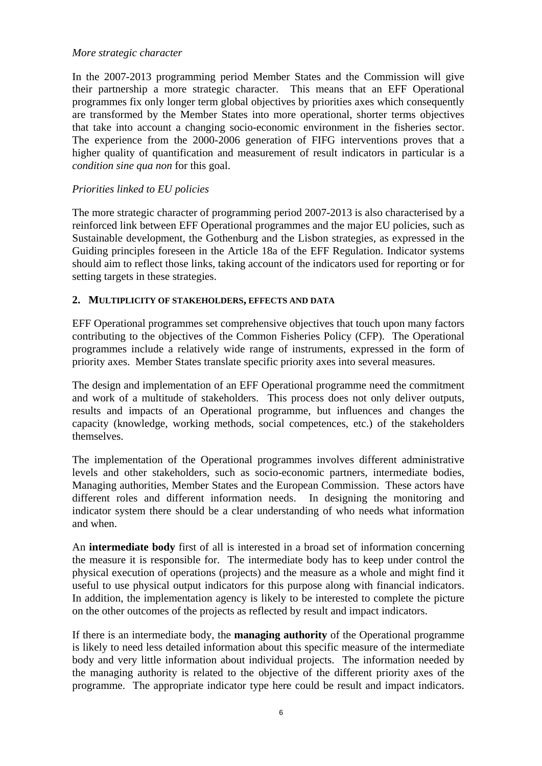*More strategic character*

In the 2007-2013 programming period Member States and the Commission will give their partnership a more strategic character. This means that an EFF Operational programmes fix only longer term global objectives by priorities axes which consequently are transformed by the Member States into more operational, shorter terms objectives that take into account a changing socio-economic environment in the fisheries sector. The experience from the 2000-2006 generation of FIFG interventions proves that a higher quality of quantification and measurement of result indicators in particular is a *condition sine qua non* for this goal.

*Priorities linked to EU policies*

The more strategic character of programming period 2007-2013 is also characterised by a reinforced link between EFF Operational programmes and the major EU policies, such as Sustainable development, the Gothenburg and the Lisbon strategies, as expressed in the Guiding principles foreseen in the Article 18a of the EFF Regulation. Indicator systems should aim to reflect those links, taking account of the indicators used for reporting or for setting targets in these strategies.

## 2. MULTIPLICITY OF STAKEHOLDERS, EFFECTS AND DATA

EFF Operational programmes set comprehensive objectives that touch upon many factors contributing to the objectives of the Common Fisheries Policy (CFP). The Operational programmes include a relatively wide range of instruments, expressed in the form of priority axes. Member States translate specific priority axes into several measures.

The design and implementation of an EFF Operational programme need the commitment and work of a multitude of stakeholders. This process does not only deliver outputs, results and impacts of an Operational programme, but influences and changes the capacity (knowledge, working methods, social competences, etc.) of the stakeholders themselves.

The implementation of the Operational programmes involves different administrative levels and other stakeholders, such as socio-economic partners, intermediate bodies, Managing authorities, Member States and the European Commission. These actors have different roles and different information needs. In designing the monitoring and indicator system there should be a clear understanding of who needs what information and when.

An **intermediate body** first of all is interested in a broad set of information concerning the measure it is responsible for. The intermediate body has to keep under control the physical execution of operations (projects) and the measure as a whole and might find it useful to use physical output indicators for this purpose along with financial indicators. In addition, the implementation agency is likely to be interested to complete the picture on the other outcomes of the projects as reflected by result and impact indicators.

If there is an intermediate body, the **managing authority** of the Operational programme is likely to need less detailed information about this specific measure of the intermediate body and very little information about individual projects. The information needed by the managing authority is related to the objective of the different priority axes of the programme. The appropriate indicator type here could be result and impact indicators.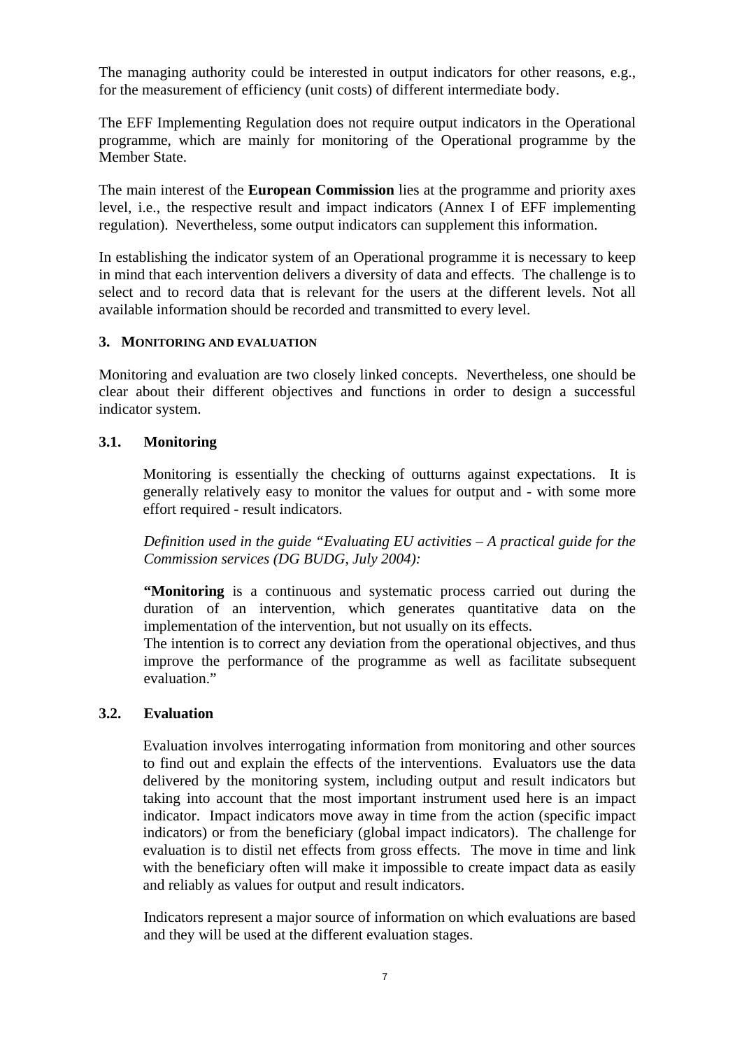The managing authority could be interested in output indicators for other reasons, e.g., for the measurement of efficiency (unit costs) of different intermediate body.

The EFF Implementing Regulation does not require output indicators in the Operational programme, which are mainly for monitoring of the Operational programme by the Member State.

The main interest of the **European Commission** lies at the programme and priority axes level, i.e., the respective result and impact indicators (Annex I of EFF implementing regulation). Nevertheless, some output indicators can supplement this information.

In establishing the indicator system of an Operational programme it is necessary to keep in mind that each intervention delivers a diversity of data and effects. The challenge is to select and to record data that is relevant for the users at the different levels. Not all available information should be recorded and transmitted to every level.

## 3. MONITORING AND EVALUATION

Monitoring and evaluation are two closely linked concepts. Nevertheless, one should be clear about their different objectives and functions in order to design a successful indicator system.

### 3.1. Monitoring

Monitoring is essentially the checking of outturns against expectations. It is generally relatively easy to monitor the values for output and - with some more effort required - result indicators.

*Definition used in the guide "Evaluating EU activities – A practical guide for the Commission services (DG BUDG, July 2004):*

"**Monitoring** is a continuous and systematic process carried out during the duration of an intervention, which generates quantitative data on the implementation of the intervention, but not usually on its effects.
The intention is to correct any deviation from the operational objectives, and thus improve the performance of the programme as well as facilitate subsequent evaluation."

### 3.2. Evaluation

Evaluation involves interrogating information from monitoring and other sources to find out and explain the effects of the interventions. Evaluators use the data delivered by the monitoring system, including output and result indicators but taking into account that the most important instrument used here is an impact indicator. Impact indicators move away in time from the action (specific impact indicators) or from the beneficiary (global impact indicators). The challenge for evaluation is to distil net effects from gross effects. The move in time and link with the beneficiary often will make it impossible to create impact data as easily and reliably as values for output and result indicators.

Indicators represent a major source of information on which evaluations are based and they will be used at the different evaluation stages.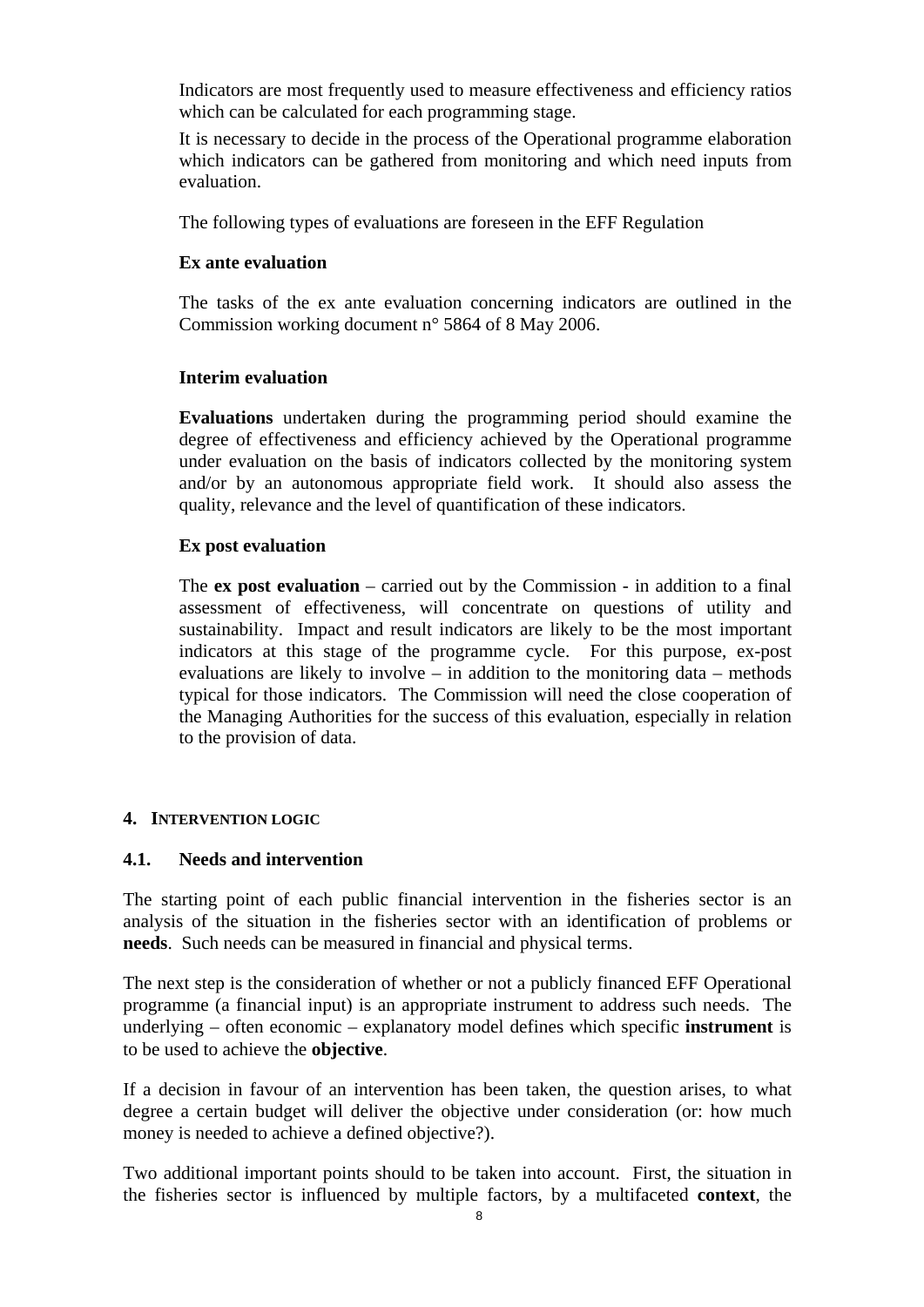Indicators are most frequently used to measure effectiveness and efficiency ratios which can be calculated for each programming stage.

It is necessary to decide in the process of the Operational programme elaboration which indicators can be gathered from monitoring and which need inputs from evaluation.

The following types of evaluations are foreseen in the EFF Regulation

**Ex ante evaluation**

The tasks of the ex ante evaluation concerning indicators are outlined in the Commission working document n° 5864 of 8 May 2006.

**Interim evaluation**

**Evaluations** undertaken during the programming period should examine the degree of effectiveness and efficiency achieved by the Operational programme under evaluation on the basis of indicators collected by the monitoring system and/or by an autonomous appropriate field work. It should also assess the quality, relevance and the level of quantification of these indicators.

**Ex post evaluation**

The **ex post evaluation** – carried out by the Commission - in addition to a final assessment of effectiveness, will concentrate on questions of utility and sustainability. Impact and result indicators are likely to be the most important indicators at this stage of the programme cycle. For this purpose, ex-post evaluations are likely to involve – in addition to the monitoring data – methods typical for those indicators. The Commission will need the close cooperation of the Managing Authorities for the success of this evaluation, especially in relation to the provision of data.

## 4. INTERVENTION LOGIC

### 4.1. Needs and intervention

The starting point of each public financial intervention in the fisheries sector is an analysis of the situation in the fisheries sector with an identification of problems or **needs**. Such needs can be measured in financial and physical terms.

The next step is the consideration of whether or not a publicly financed EFF Operational programme (a financial input) is an appropriate instrument to address such needs. The underlying – often economic – explanatory model defines which specific **instrument** is to be used to achieve the **objective**.

If a decision in favour of an intervention has been taken, the question arises, to what degree a certain budget will deliver the objective under consideration (or: how much money is needed to achieve a defined objective?).

Two additional important points should to be taken into account. First, the situation in the fisheries sector is influenced by multiple factors, by a multifaceted **context**, the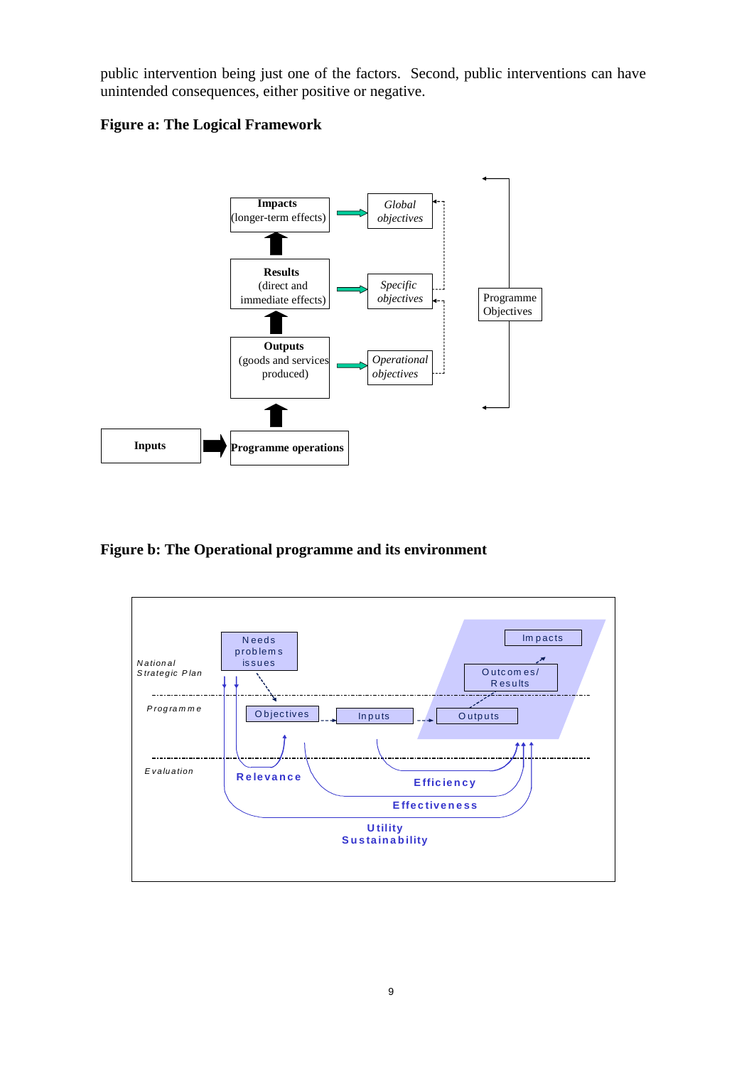public intervention being just one of the factors. Second, public interventions can have unintended consequences, either positive or negative.

**Figure a: The Logical Framework**

**Figure b: The Operational programme and its environment**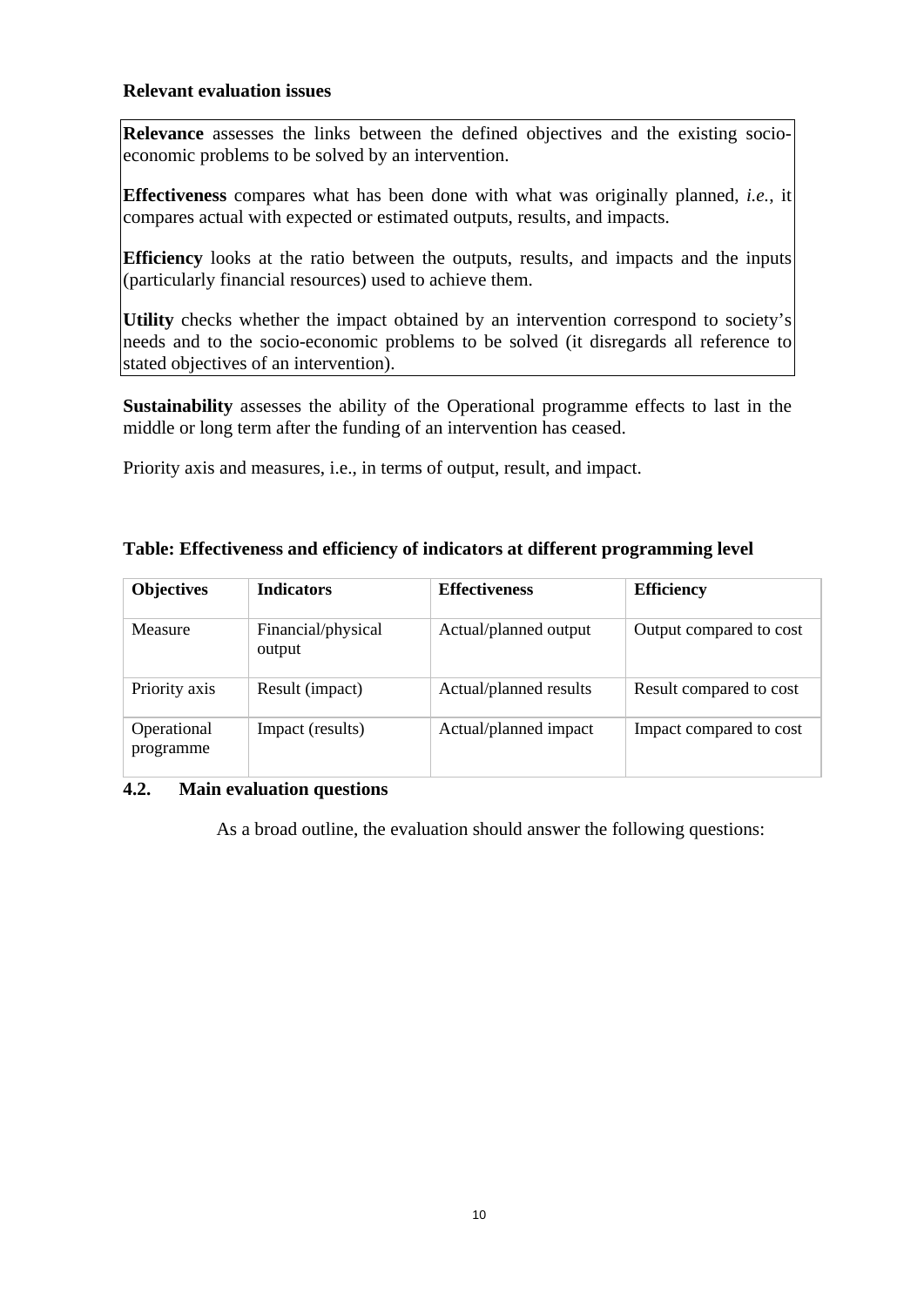**Relevant evaluation issues**

**Relevance** assesses the links between the defined objectives and the existing socio-economic problems to be solved by an intervention.

**Effectiveness** compares what has been done with what was originally planned, *i.e.*, it compares actual with expected or estimated outputs, results, and impacts.

**Efficiency** looks at the ratio between the outputs, results, and impacts and the inputs (particularly financial resources) used to achieve them.

**Utility** checks whether the impact obtained by an intervention correspond to society's needs and to the socio-economic problems to be solved (it disregards all reference to stated objectives of an intervention).

**Sustainability** assesses the ability of the Operational programme effects to last in the middle or long term after the funding of an intervention has ceased.

Priority axis and measures, i.e., in terms of output, result, and impact.

**Table: Effectiveness and efficiency of indicators at different programming level**

| Objectives | Indicators | Effectiveness | Efficiency |
|---|---|---|---|
| Measure | Financial/physical output | Actual/planned output | Output compared to cost |
| Priority axis | Result (impact) | Actual/planned results | Result compared to cost |
| Operational programme | Impact (results) | Actual/planned impact | Impact compared to cost |

## 4.2. Main evaluation questions

As a broad outline, the evaluation should answer the following questions: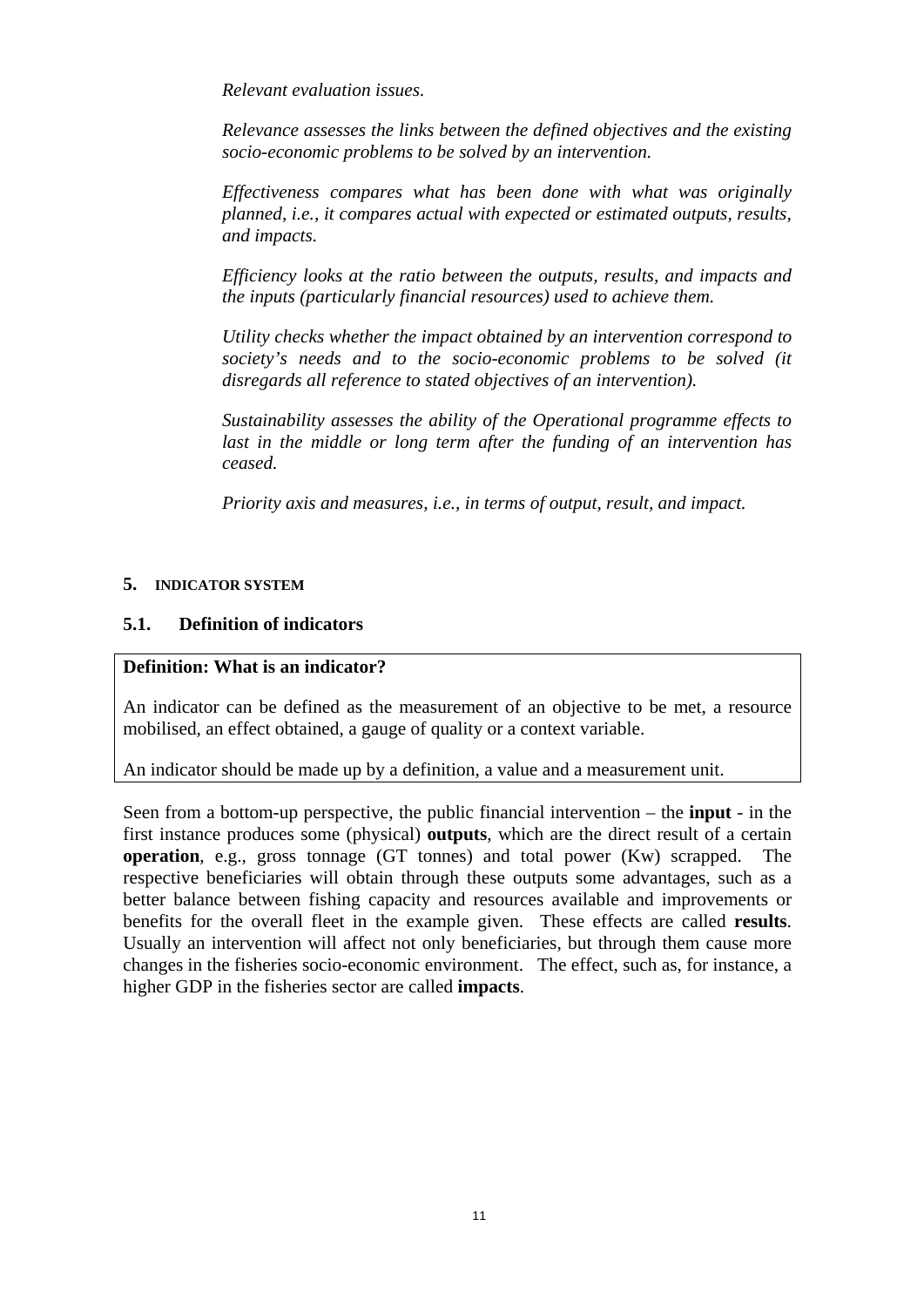*Relevant evaluation issues.*

*Relevance assesses the links between the defined objectives and the existing socio-economic problems to be solved by an intervention.*

*Effectiveness compares what has been done with what was originally planned, i.e., it compares actual with expected or estimated outputs, results, and impacts.*

*Efficiency looks at the ratio between the outputs, results, and impacts and the inputs (particularly financial resources) used to achieve them.*

*Utility checks whether the impact obtained by an intervention correspond to society's needs and to the socio-economic problems to be solved (it disregards all reference to stated objectives of an intervention).*

*Sustainability assesses the ability of the Operational programme effects to last in the middle or long term after the funding of an intervention has ceased.*

*Priority axis and measures, i.e., in terms of output, result, and impact.*

## 5. INDICATOR SYSTEM

### 5.1. Definition of indicators

**Definition: What is an indicator?**

An indicator can be defined as the measurement of an objective to be met, a resource mobilised, an effect obtained, a gauge of quality or a context variable.

An indicator should be made up by a definition, a value and a measurement unit.

Seen from a bottom-up perspective, the public financial intervention – the **input** - in the first instance produces some (physical) **outputs**, which are the direct result of a certain **operation**, e.g., gross tonnage (GT tonnes) and total power (Kw) scrapped. The respective beneficiaries will obtain through these outputs some advantages, such as a better balance between fishing capacity and resources available and improvements or benefits for the overall fleet in the example given. These effects are called **results**. Usually an intervention will affect not only beneficiaries, but through them cause more changes in the fisheries socio-economic environment. The effect, such as, for instance, a higher GDP in the fisheries sector are called **impacts**.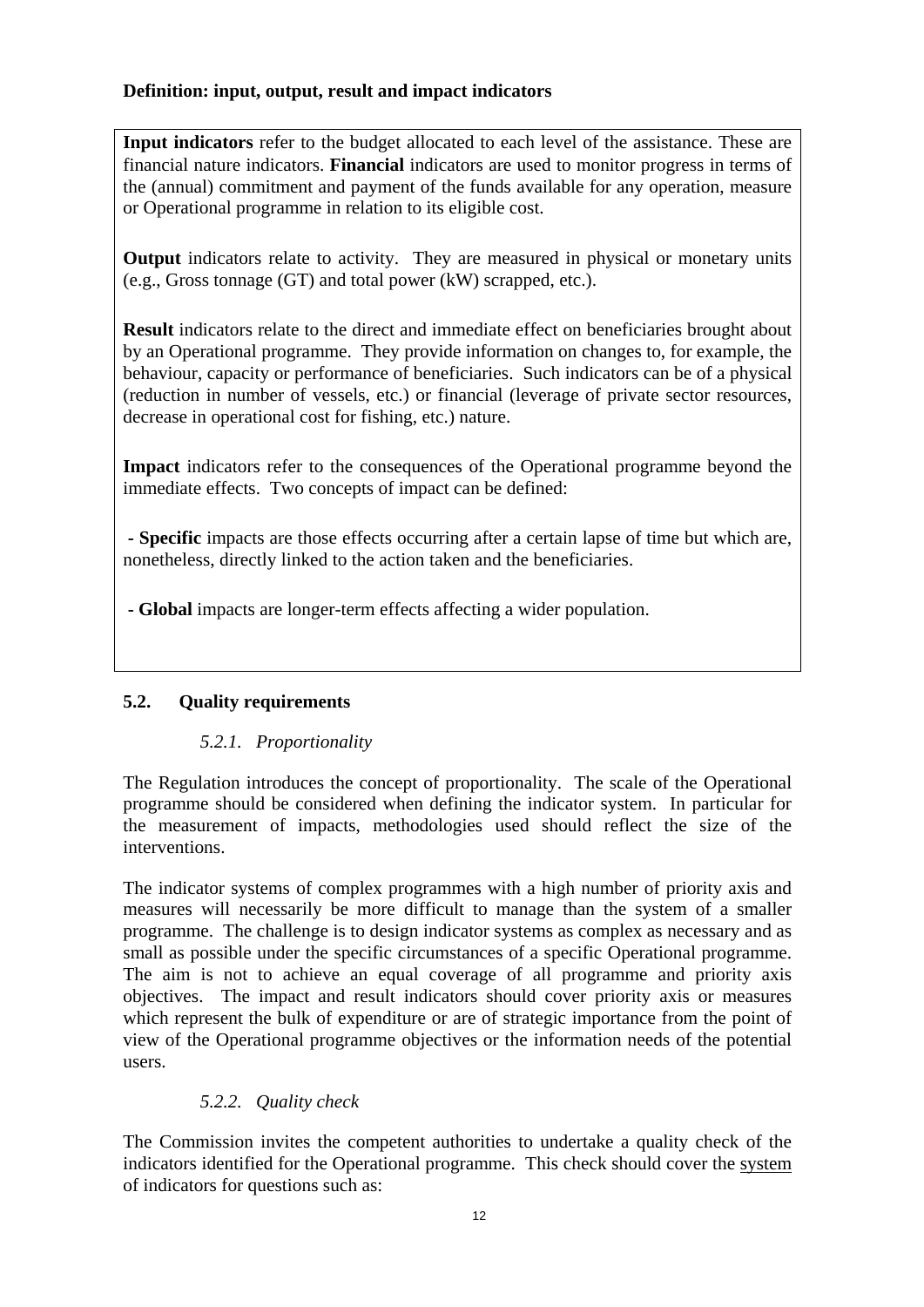**Definition: input, output, result and impact indicators**

**Input indicators** refer to the budget allocated to each level of the assistance. These are financial nature indicators. **Financial** indicators are used to monitor progress in terms of the (annual) commitment and payment of the funds available for any operation, measure or Operational programme in relation to its eligible cost.

**Output** indicators relate to activity. They are measured in physical or monetary units (e.g., Gross tonnage (GT) and total power (kW) scrapped, etc.).

**Result** indicators relate to the direct and immediate effect on beneficiaries brought about by an Operational programme. They provide information on changes to, for example, the behaviour, capacity or performance of beneficiaries. Such indicators can be of a physical (reduction in number of vessels, etc.) or financial (leverage of private sector resources, decrease in operational cost for fishing, etc.) nature.

**Impact** indicators refer to the consequences of the Operational programme beyond the immediate effects. Two concepts of impact can be defined:

- **Specific** impacts are those effects occurring after a certain lapse of time but which are, nonetheless, directly linked to the action taken and the beneficiaries.

- **Global** impacts are longer-term effects affecting a wider population.

## 5.2. Quality requirements

### *5.2.1. Proportionality*

The Regulation introduces the concept of proportionality. The scale of the Operational programme should be considered when defining the indicator system. In particular for the measurement of impacts, methodologies used should reflect the size of the interventions.

The indicator systems of complex programmes with a high number of priority axis and measures will necessarily be more difficult to manage than the system of a smaller programme. The challenge is to design indicator systems as complex as necessary and as small as possible under the specific circumstances of a specific Operational programme. The aim is not to achieve an equal coverage of all programme and priority axis objectives. The impact and result indicators should cover priority axis or measures which represent the bulk of expenditure or are of strategic importance from the point of view of the Operational programme objectives or the information needs of the potential users.

### *5.2.2. Quality check*

The Commission invites the competent authorities to undertake a quality check of the indicators identified for the Operational programme. This check should cover the system of indicators for questions such as: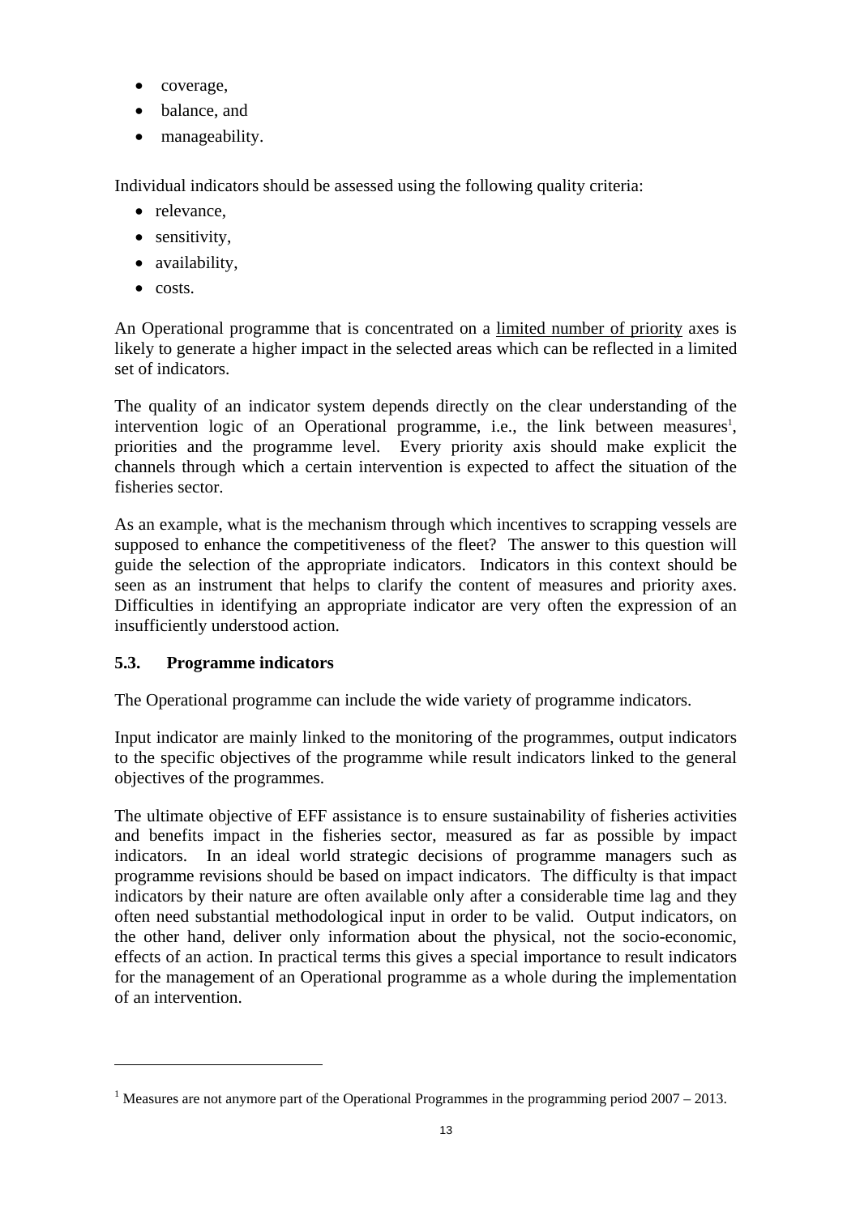- coverage,
- balance, and
- manageability.

Individual indicators should be assessed using the following quality criteria:

- relevance,
- sensitivity,
- availability,
- costs.

An Operational programme that is concentrated on a limited number of priority axes is likely to generate a higher impact in the selected areas which can be reflected in a limited set of indicators.

The quality of an indicator system depends directly on the clear understanding of the intervention logic of an Operational programme, i.e., the link between measures[1], priorities and the programme level. Every priority axis should make explicit the channels through which a certain intervention is expected to affect the situation of the fisheries sector.

As an example, what is the mechanism through which incentives to scrapping vessels are supposed to enhance the competitiveness of the fleet? The answer to this question will guide the selection of the appropriate indicators. Indicators in this context should be seen as an instrument that helps to clarify the content of measures and priority axes. Difficulties in identifying an appropriate indicator are very often the expression of an insufficiently understood action.

### 5.3. Programme indicators

The Operational programme can include the wide variety of programme indicators.

Input indicator are mainly linked to the monitoring of the programmes, output indicators to the specific objectives of the programme while result indicators linked to the general objectives of the programmes.

The ultimate objective of EFF assistance is to ensure sustainability of fisheries activities and benefits impact in the fisheries sector, measured as far as possible by impact indicators. In an ideal world strategic decisions of programme managers such as programme revisions should be based on impact indicators. The difficulty is that impact indicators by their nature are often available only after a considerable time lag and they often need substantial methodological input in order to be valid. Output indicators, on the other hand, deliver only information about the physical, not the socio-economic, effects of an action. In practical terms this gives a special importance to result indicators for the management of an Operational programme as a whole during the implementation of an intervention.

---

[1] Measures are not anymore part of the Operational Programmes in the programming period 2007 – 2013.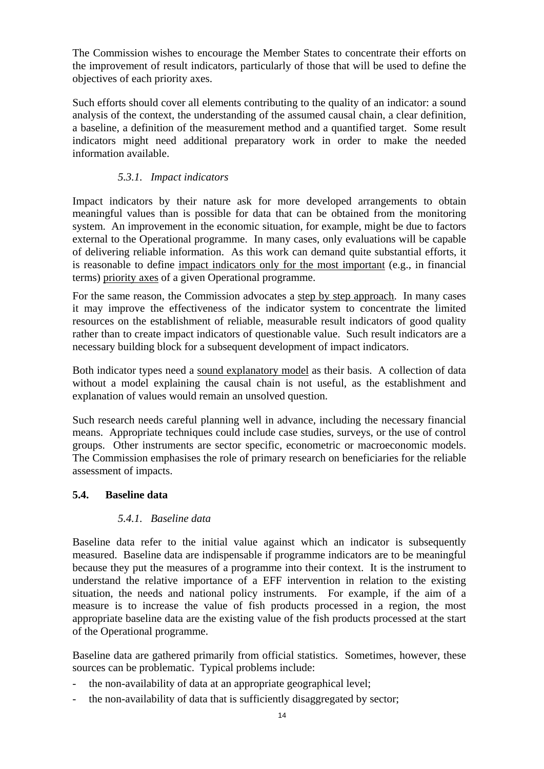The Commission wishes to encourage the Member States to concentrate their efforts on the improvement of result indicators, particularly of those that will be used to define the objectives of each priority axes.

Such efforts should cover all elements contributing to the quality of an indicator: a sound analysis of the context, the understanding of the assumed causal chain, a clear definition, a baseline, a definition of the measurement method and a quantified target. Some result indicators might need additional preparatory work in order to make the needed information available.

#### *5.3.1. Impact indicators*

Impact indicators by their nature ask for more developed arrangements to obtain meaningful values than is possible for data that can be obtained from the monitoring system. An improvement in the economic situation, for example, might be due to factors external to the Operational programme. In many cases, only evaluations will be capable of delivering reliable information. As this work can demand quite substantial efforts, it is reasonable to define <u>impact indicators only for the most important</u> (e.g., in financial terms) <u>priority axes</u> of a given Operational programme.

For the same reason, the Commission advocates a <u>step by step approach</u>. In many cases it may improve the effectiveness of the indicator system to concentrate the limited resources on the establishment of reliable, measurable result indicators of good quality rather than to create impact indicators of questionable value. Such result indicators are a necessary building block for a subsequent development of impact indicators.

Both indicator types need a <u>sound explanatory model</u> as their basis. A collection of data without a model explaining the causal chain is not useful, as the establishment and explanation of values would remain an unsolved question.

Such research needs careful planning well in advance, including the necessary financial means. Appropriate techniques could include case studies, surveys, or the use of control groups. Other instruments are sector specific, econometric or macroeconomic models. The Commission emphasises the role of primary research on beneficiaries for the reliable assessment of impacts.

### **5.4. Baseline data**

#### *5.4.1. Baseline data*

Baseline data refer to the initial value against which an indicator is subsequently measured. Baseline data are indispensable if programme indicators are to be meaningful because they put the measures of a programme into their context. It is the instrument to understand the relative importance of a EFF intervention in relation to the existing situation, the needs and national policy instruments. For example, if the aim of a measure is to increase the value of fish products processed in a region, the most appropriate baseline data are the existing value of the fish products processed at the start of the Operational programme.

Baseline data are gathered primarily from official statistics. Sometimes, however, these sources can be problematic. Typical problems include:

- the non-availability of data at an appropriate geographical level;
- the non-availability of data that is sufficiently disaggregated by sector;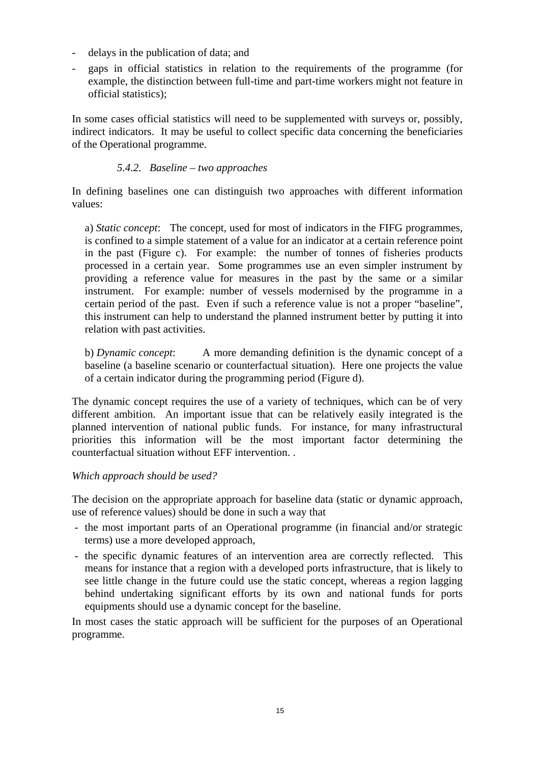- delays in the publication of data; and
- gaps in official statistics in relation to the requirements of the programme (for example, the distinction between full-time and part-time workers might not feature in official statistics);

In some cases official statistics will need to be supplemented with surveys or, possibly, indirect indicators. It may be useful to collect specific data concerning the beneficiaries of the Operational programme.

#### *5.4.2. Baseline – two approaches*

In defining baselines one can distinguish two approaches with different information values:

a) *Static concept*: The concept, used for most of indicators in the FIFG programmes, is confined to a simple statement of a value for an indicator at a certain reference point in the past (Figure c). For example: the number of tonnes of fisheries products processed in a certain year. Some programmes use an even simpler instrument by providing a reference value for measures in the past by the same or a similar instrument. For example: number of vessels modernised by the programme in a certain period of the past. Even if such a reference value is not a proper "baseline", this instrument can help to understand the planned instrument better by putting it into relation with past activities.

b) *Dynamic concept*: A more demanding definition is the dynamic concept of a baseline (a baseline scenario or counterfactual situation). Here one projects the value of a certain indicator during the programming period (Figure d).

The dynamic concept requires the use of a variety of techniques, which can be of very different ambition. An important issue that can be relatively easily integrated is the planned intervention of national public funds. For instance, for many infrastructural priorities this information will be the most important factor determining the counterfactual situation without EFF intervention. .

*Which approach should be used?*

The decision on the appropriate approach for baseline data (static or dynamic approach, use of reference values) should be done in such a way that

- the most important parts of an Operational programme (in financial and/or strategic terms) use a more developed approach,
- the specific dynamic features of an intervention area are correctly reflected. This means for instance that a region with a developed ports infrastructure, that is likely to see little change in the future could use the static concept, whereas a region lagging behind undertaking significant efforts by its own and national funds for ports equipments should use a dynamic concept for the baseline.

In most cases the static approach will be sufficient for the purposes of an Operational programme.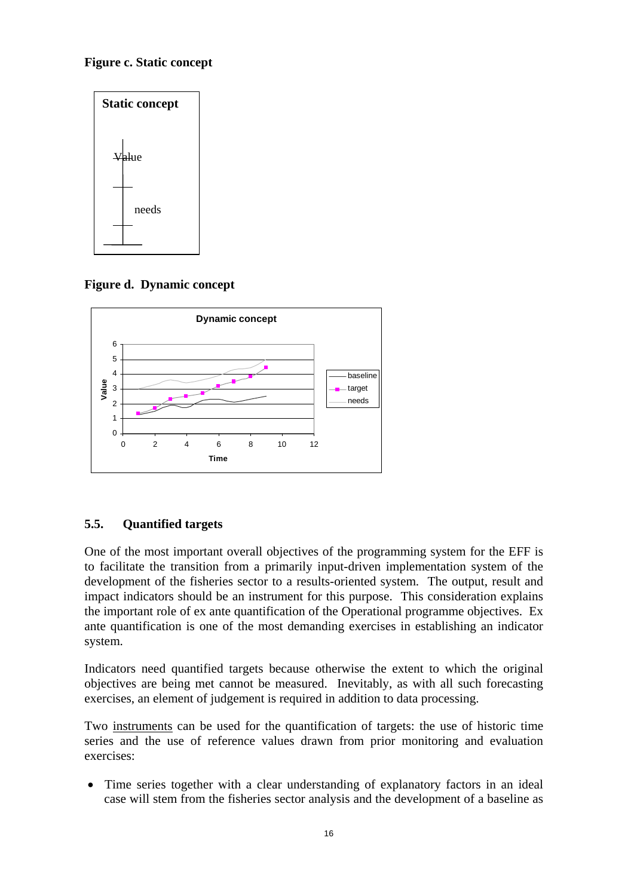**Figure c. Static concept**

Static concept

Value

needs

**Figure d. Dynamic concept**

Dynamic concept

## 5.5. Quantified targets

One of the most important overall objectives of the programming system for the EFF is to facilitate the transition from a primarily input-driven implementation system of the development of the fisheries sector to a results-oriented system. The output, result and impact indicators should be an instrument for this purpose. This consideration explains the important role of ex ante quantification of the Operational programme objectives. Ex ante quantification is one of the most demanding exercises in establishing an indicator system.

Indicators need quantified targets because otherwise the extent to which the original objectives are being met cannot be measured. Inevitably, as with all such forecasting exercises, an element of judgement is required in addition to data processing.

Two instruments can be used for the quantification of targets: the use of historic time series and the use of reference values drawn from prior monitoring and evaluation exercises:

- Time series together with a clear understanding of explanatory factors in an ideal case will stem from the fisheries sector analysis and the development of a baseline as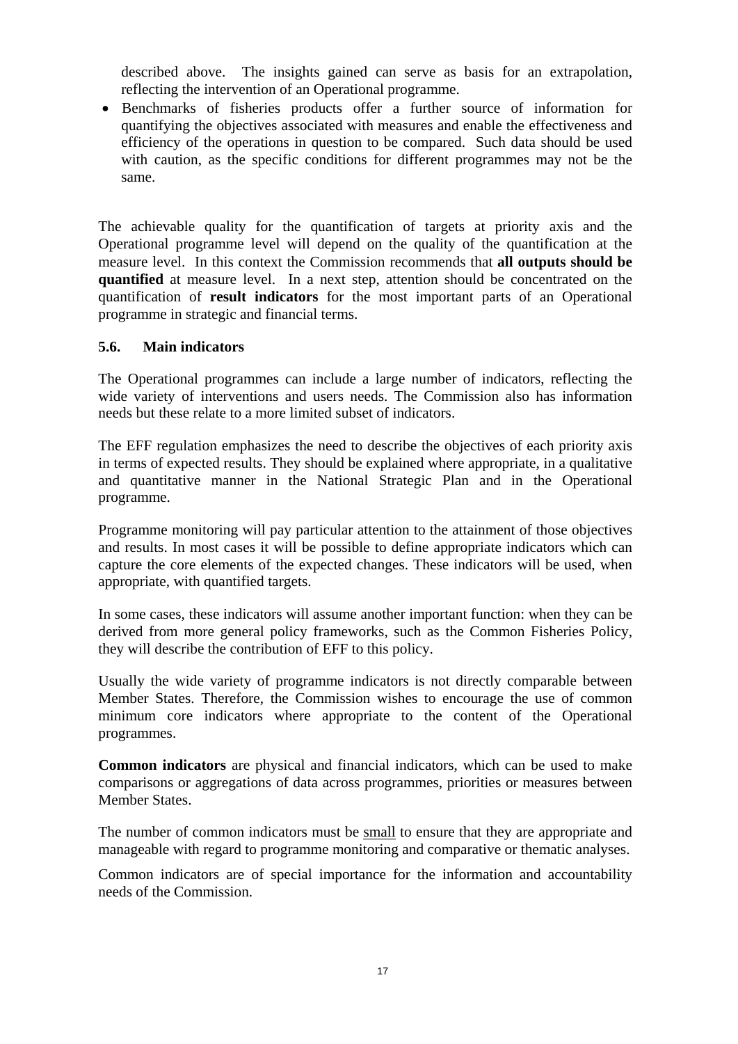described above. The insights gained can serve as basis for an extrapolation, reflecting the intervention of an Operational programme.

- Benchmarks of fisheries products offer a further source of information for quantifying the objectives associated with measures and enable the effectiveness and efficiency of the operations in question to be compared. Such data should be used with caution, as the specific conditions for different programmes may not be the same.

The achievable quality for the quantification of targets at priority axis and the Operational programme level will depend on the quality of the quantification at the measure level. In this context the Commission recommends that **all outputs should be quantified** at measure level. In a next step, attention should be concentrated on the quantification of **result indicators** for the most important parts of an Operational programme in strategic and financial terms.

### 5.6. Main indicators

The Operational programmes can include a large number of indicators, reflecting the wide variety of interventions and users needs. The Commission also has information needs but these relate to a more limited subset of indicators.

The EFF regulation emphasizes the need to describe the objectives of each priority axis in terms of expected results. They should be explained where appropriate, in a qualitative and quantitative manner in the National Strategic Plan and in the Operational programme.

Programme monitoring will pay particular attention to the attainment of those objectives and results. In most cases it will be possible to define appropriate indicators which can capture the core elements of the expected changes. These indicators will be used, when appropriate, with quantified targets.

In some cases, these indicators will assume another important function: when they can be derived from more general policy frameworks, such as the Common Fisheries Policy, they will describe the contribution of EFF to this policy.

Usually the wide variety of programme indicators is not directly comparable between Member States. Therefore, the Commission wishes to encourage the use of common minimum core indicators where appropriate to the content of the Operational programmes.

**Common indicators** are physical and financial indicators, which can be used to make comparisons or aggregations of data across programmes, priorities or measures between Member States.

The number of common indicators must be small to ensure that they are appropriate and manageable with regard to programme monitoring and comparative or thematic analyses.

Common indicators are of special importance for the information and accountability needs of the Commission.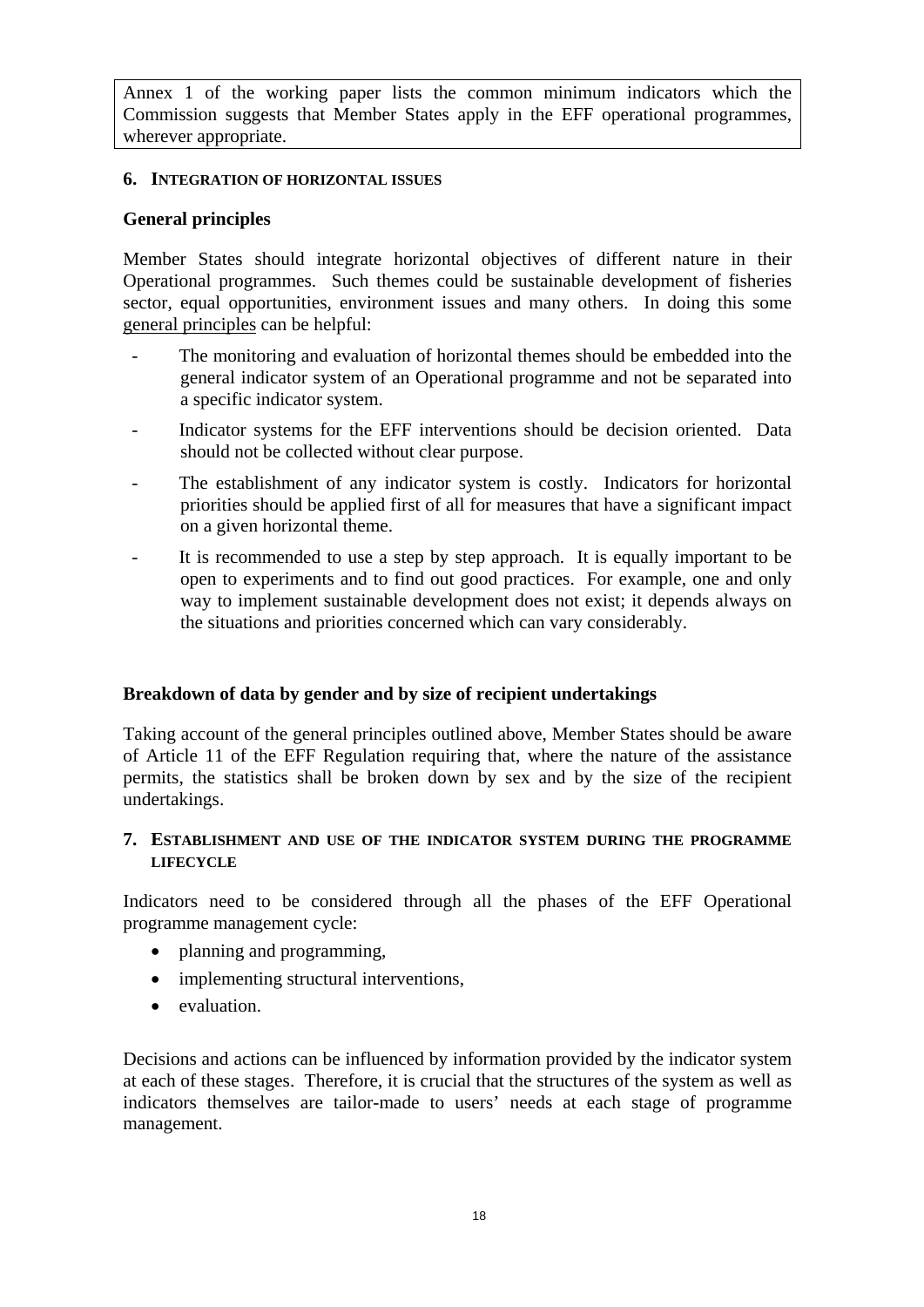Annex 1 of the working paper lists the common minimum indicators which the Commission suggests that Member States apply in the EFF operational programmes, wherever appropriate.

## 6. INTEGRATION OF HORIZONTAL ISSUES

### General principles

Member States should integrate horizontal objectives of different nature in their Operational programmes. Such themes could be sustainable development of fisheries sector, equal opportunities, environment issues and many others. In doing this some general principles can be helpful:

- The monitoring and evaluation of horizontal themes should be embedded into the general indicator system of an Operational programme and not be separated into a specific indicator system.
- Indicator systems for the EFF interventions should be decision oriented. Data should not be collected without clear purpose.
- The establishment of any indicator system is costly. Indicators for horizontal priorities should be applied first of all for measures that have a significant impact on a given horizontal theme.
- It is recommended to use a step by step approach. It is equally important to be open to experiments and to find out good practices. For example, one and only way to implement sustainable development does not exist; it depends always on the situations and priorities concerned which can vary considerably.

### Breakdown of data by gender and by size of recipient undertakings

Taking account of the general principles outlined above, Member States should be aware of Article 11 of the EFF Regulation requiring that, where the nature of the assistance permits, the statistics shall be broken down by sex and by the size of the recipient undertakings.

## 7. ESTABLISHMENT AND USE OF THE INDICATOR SYSTEM DURING THE PROGRAMME LIFECYCLE

Indicators need to be considered through all the phases of the EFF Operational programme management cycle:

- planning and programming,
- implementing structural interventions,
- evaluation.

Decisions and actions can be influenced by information provided by the indicator system at each of these stages. Therefore, it is crucial that the structures of the system as well as indicators themselves are tailor-made to users' needs at each stage of programme management.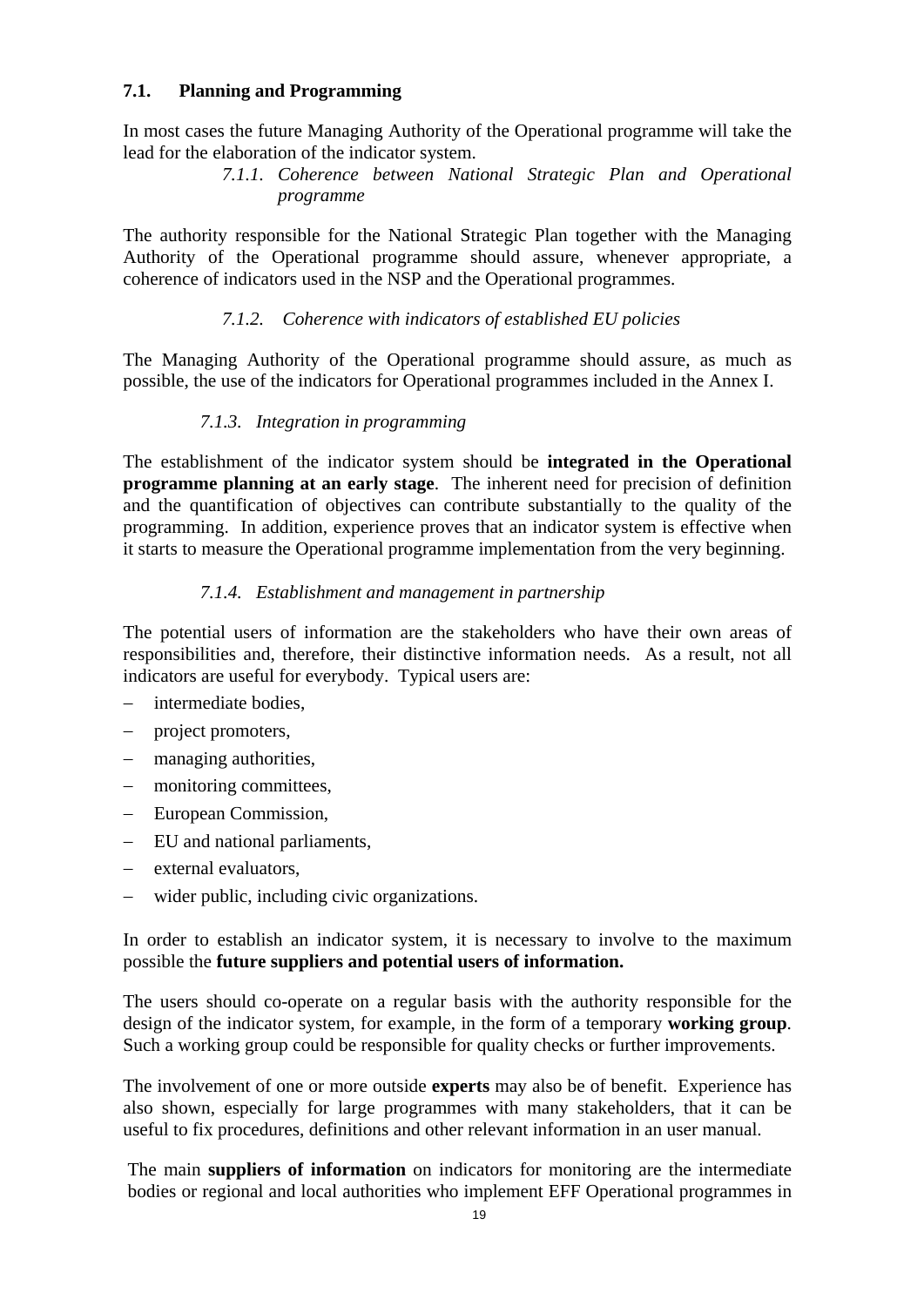## 7.1. Planning and Programming

In most cases the future Managing Authority of the Operational programme will take the lead for the elaboration of the indicator system.

### *7.1.1. Coherence between National Strategic Plan and Operational programme*

The authority responsible for the National Strategic Plan together with the Managing Authority of the Operational programme should assure, whenever appropriate, a coherence of indicators used in the NSP and the Operational programmes.

### *7.1.2. Coherence with indicators of established EU policies*

The Managing Authority of the Operational programme should assure, as much as possible, the use of the indicators for Operational programmes included in the Annex I.

### *7.1.3. Integration in programming*

The establishment of the indicator system should be **integrated in the Operational programme planning at an early stage**. The inherent need for precision of definition and the quantification of objectives can contribute substantially to the quality of the programming. In addition, experience proves that an indicator system is effective when it starts to measure the Operational programme implementation from the very beginning.

### *7.1.4. Establishment and management in partnership*

The potential users of information are the stakeholders who have their own areas of responsibilities and, therefore, their distinctive information needs. As a result, not all indicators are useful for everybody. Typical users are:

- intermediate bodies,
- project promoters,
- managing authorities,
- monitoring committees,
- European Commission,
- EU and national parliaments,
- external evaluators,
- wider public, including civic organizations.

In order to establish an indicator system, it is necessary to involve to the maximum possible the **future suppliers and potential users of information.**

The users should co-operate on a regular basis with the authority responsible for the design of the indicator system, for example, in the form of a temporary **working group**. Such a working group could be responsible for quality checks or further improvements.

The involvement of one or more outside **experts** may also be of benefit. Experience has also shown, especially for large programmes with many stakeholders, that it can be useful to fix procedures, definitions and other relevant information in an user manual.

The main **suppliers of information** on indicators for monitoring are the intermediate bodies or regional and local authorities who implement EFF Operational programmes in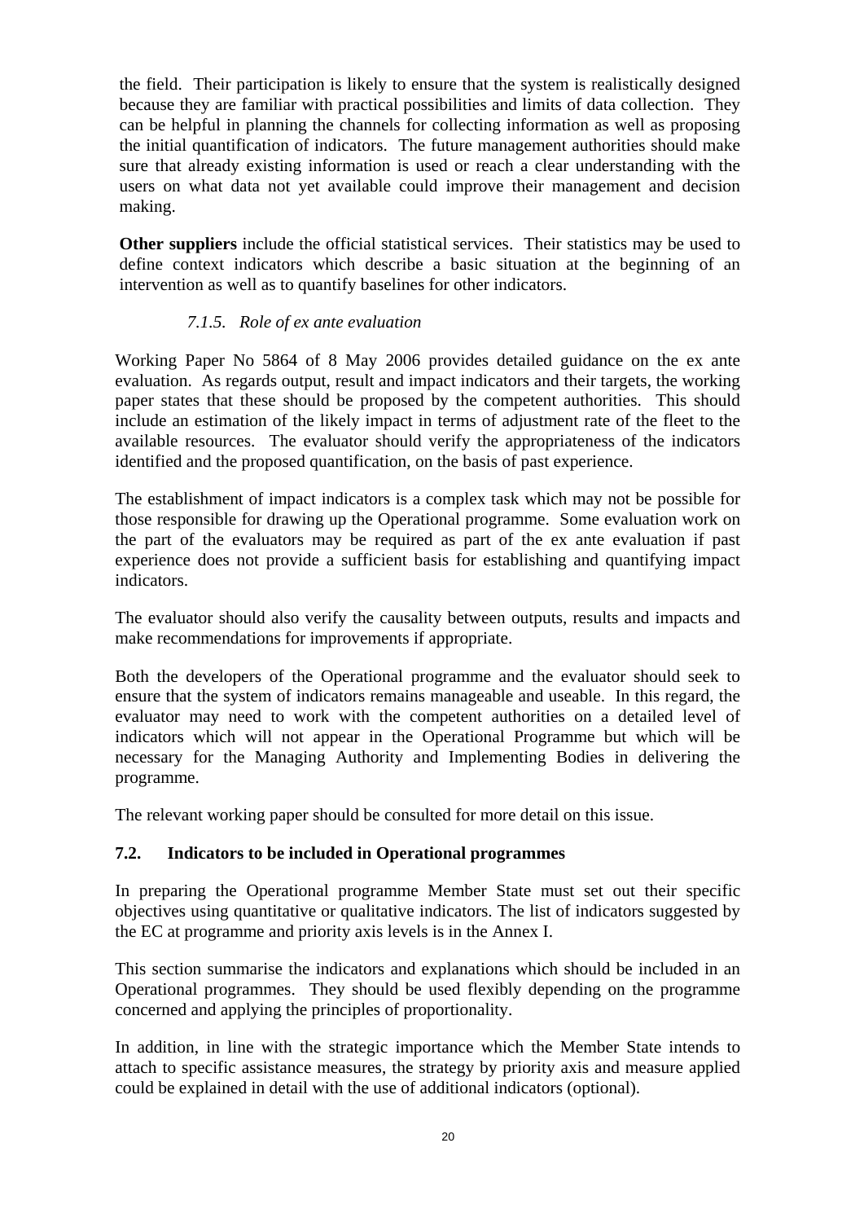the field. Their participation is likely to ensure that the system is realistically designed because they are familiar with practical possibilities and limits of data collection. They can be helpful in planning the channels for collecting information as well as proposing the initial quantification of indicators. The future management authorities should make sure that already existing information is used or reach a clear understanding with the users on what data not yet available could improve their management and decision making.

**Other suppliers** include the official statistical services. Their statistics may be used to define context indicators which describe a basic situation at the beginning of an intervention as well as to quantify baselines for other indicators.

#### *7.1.5. Role of ex ante evaluation*

Working Paper No 5864 of 8 May 2006 provides detailed guidance on the ex ante evaluation. As regards output, result and impact indicators and their targets, the working paper states that these should be proposed by the competent authorities. This should include an estimation of the likely impact in terms of adjustment rate of the fleet to the available resources. The evaluator should verify the appropriateness of the indicators identified and the proposed quantification, on the basis of past experience.

The establishment of impact indicators is a complex task which may not be possible for those responsible for drawing up the Operational programme. Some evaluation work on the part of the evaluators may be required as part of the ex ante evaluation if past experience does not provide a sufficient basis for establishing and quantifying impact indicators.

The evaluator should also verify the causality between outputs, results and impacts and make recommendations for improvements if appropriate.

Both the developers of the Operational programme and the evaluator should seek to ensure that the system of indicators remains manageable and useable. In this regard, the evaluator may need to work with the competent authorities on a detailed level of indicators which will not appear in the Operational Programme but which will be necessary for the Managing Authority and Implementing Bodies in delivering the programme.

The relevant working paper should be consulted for more detail on this issue.

### 7.2. Indicators to be included in Operational programmes

In preparing the Operational programme Member State must set out their specific objectives using quantitative or qualitative indicators. The list of indicators suggested by the EC at programme and priority axis levels is in the Annex I.

This section summarise the indicators and explanations which should be included in an Operational programmes. They should be used flexibly depending on the programme concerned and applying the principles of proportionality.

In addition, in line with the strategic importance which the Member State intends to attach to specific assistance measures, the strategy by priority axis and measure applied could be explained in detail with the use of additional indicators (optional).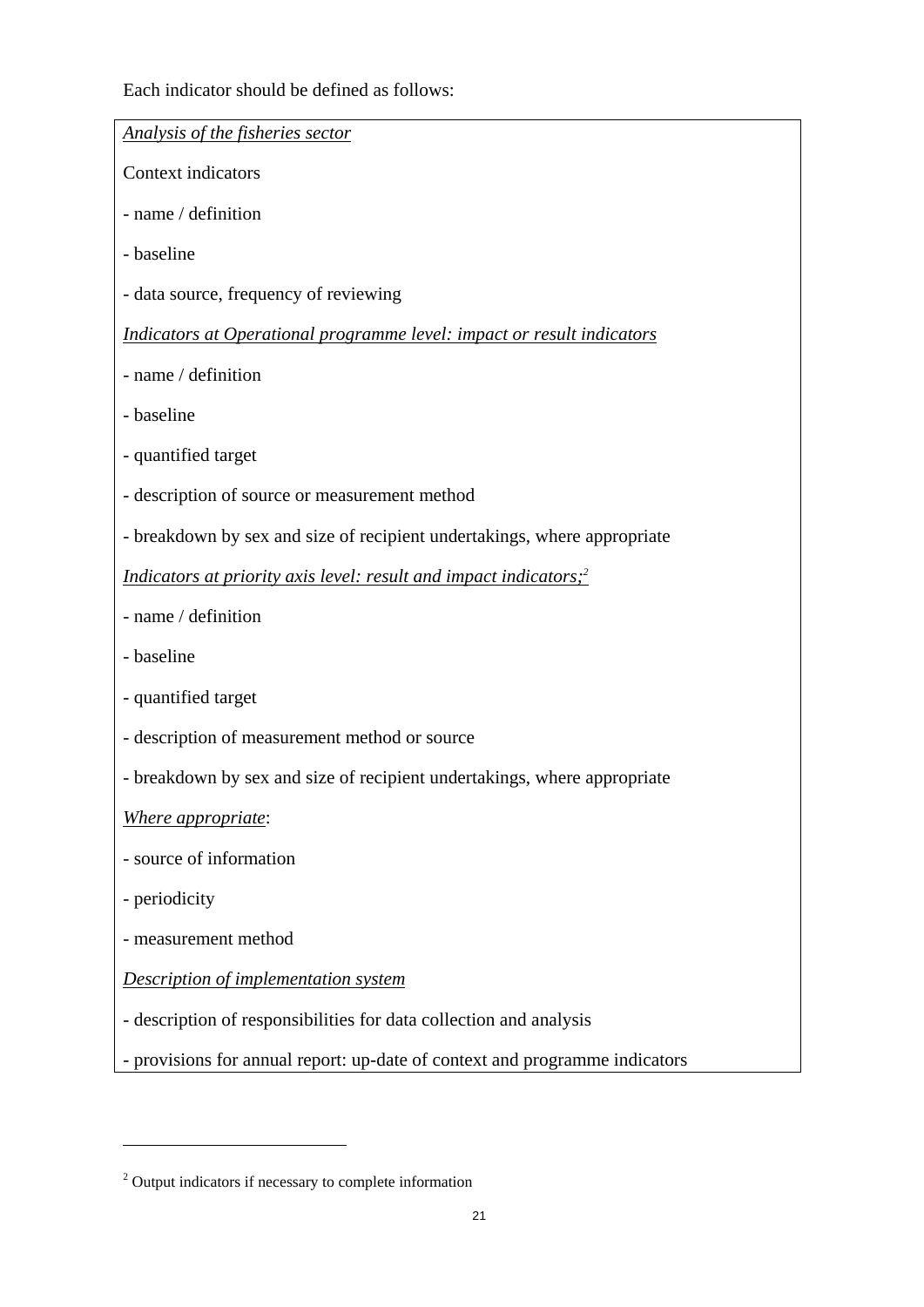Each indicator should be defined as follows:

<u>*Analysis of the fisheries sector*</u>

Context indicators

- name / definition
- baseline
- data source, frequency of reviewing

<u>*Indicators at Operational programme level: impact or result indicators*</u>

- name / definition
- baseline
- quantified target
- description of source or measurement method
- breakdown by sex and size of recipient undertakings, where appropriate

<u>*Indicators at priority axis level: result and impact indicators;*</u>[2]

- name / definition
- baseline
- quantified target
- description of measurement method or source
- breakdown by sex and size of recipient undertakings, where appropriate

<u>*Where appropriate*</u>:

- source of information
- periodicity
- measurement method

<u>*Description of implementation system*</u>

- description of responsibilities for data collection and analysis
- provisions for annual report: up-date of context and programme indicators

---

[2] Output indicators if necessary to complete information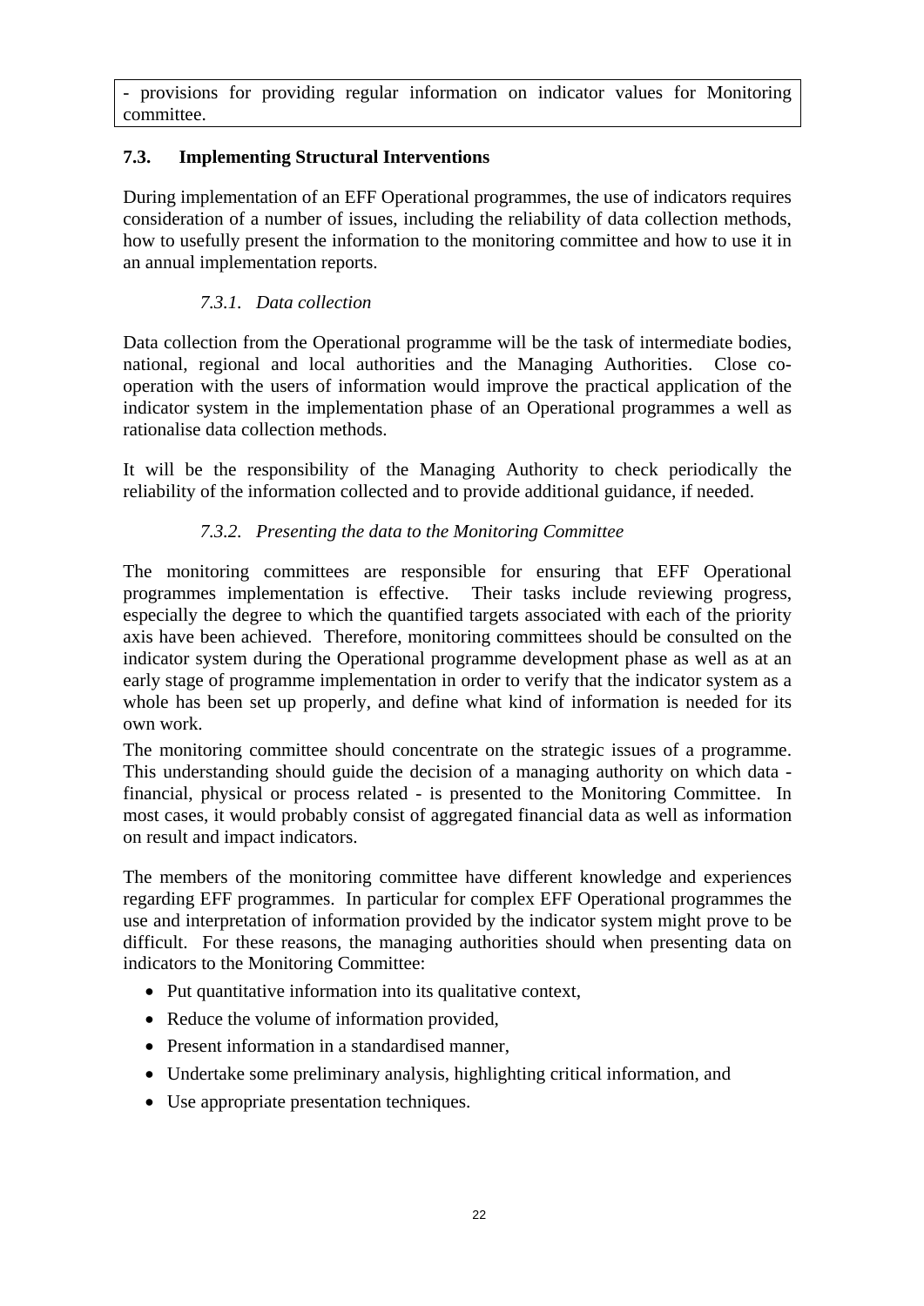- provisions for providing regular information on indicator values for Monitoring committee.

## 7.3. Implementing Structural Interventions

During implementation of an EFF Operational programmes, the use of indicators requires consideration of a number of issues, including the reliability of data collection methods, how to usefully present the information to the monitoring committee and how to use it in an annual implementation reports.

### *7.3.1. Data collection*

Data collection from the Operational programme will be the task of intermediate bodies, national, regional and local authorities and the Managing Authorities. Close co-operation with the users of information would improve the practical application of the indicator system in the implementation phase of an Operational programmes a well as rationalise data collection methods.

It will be the responsibility of the Managing Authority to check periodically the reliability of the information collected and to provide additional guidance, if needed.

### *7.3.2. Presenting the data to the Monitoring Committee*

The monitoring committees are responsible for ensuring that EFF Operational programmes implementation is effective. Their tasks include reviewing progress, especially the degree to which the quantified targets associated with each of the priority axis have been achieved. Therefore, monitoring committees should be consulted on the indicator system during the Operational programme development phase as well as at an early stage of programme implementation in order to verify that the indicator system as a whole has been set up properly, and define what kind of information is needed for its own work.

The monitoring committee should concentrate on the strategic issues of a programme. This understanding should guide the decision of a managing authority on which data - financial, physical or process related - is presented to the Monitoring Committee. In most cases, it would probably consist of aggregated financial data as well as information on result and impact indicators.

The members of the monitoring committee have different knowledge and experiences regarding EFF programmes. In particular for complex EFF Operational programmes the use and interpretation of information provided by the indicator system might prove to be difficult. For these reasons, the managing authorities should when presenting data on indicators to the Monitoring Committee:

- Put quantitative information into its qualitative context,
- Reduce the volume of information provided,
- Present information in a standardised manner,
- Undertake some preliminary analysis, highlighting critical information, and
- Use appropriate presentation techniques.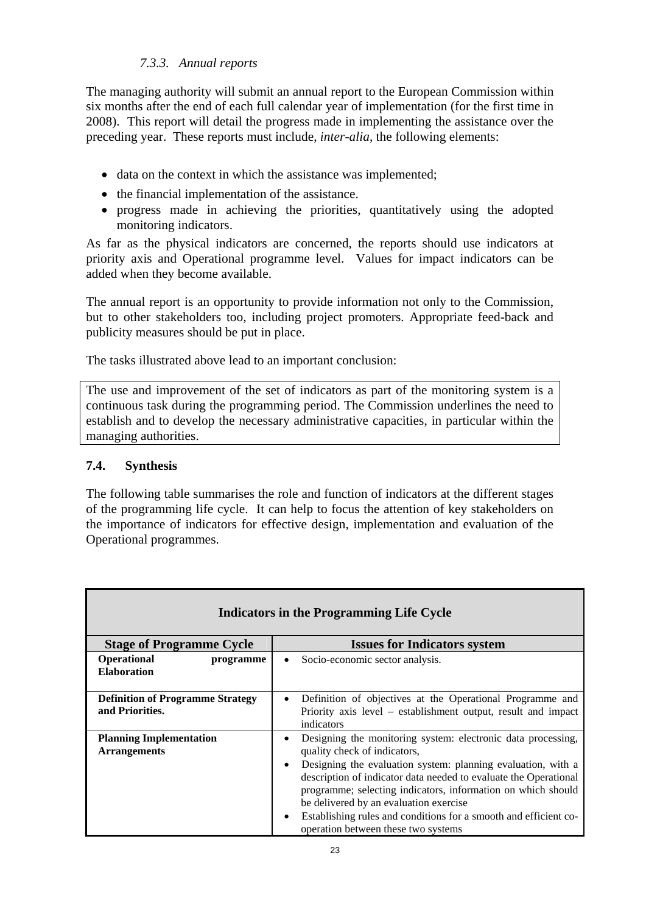#### *7.3.3. Annual reports*

The managing authority will submit an annual report to the European Commission within six months after the end of each full calendar year of implementation (for the first time in 2008). This report will detail the progress made in implementing the assistance over the preceding year. These reports must include, *inter-alia*, the following elements:

- data on the context in which the assistance was implemented;
- the financial implementation of the assistance.
- progress made in achieving the priorities, quantitatively using the adopted monitoring indicators.

As far as the physical indicators are concerned, the reports should use indicators at priority axis and Operational programme level. Values for impact indicators can be added when they become available.

The annual report is an opportunity to provide information not only to the Commission, but to other stakeholders too, including project promoters. Appropriate feed-back and publicity measures should be put in place.

The tasks illustrated above lead to an important conclusion:

> The use and improvement of the set of indicators as part of the monitoring system is a continuous task during the programming period. The Commission underlines the need to establish and to develop the necessary administrative capacities, in particular within the managing authorities.

### 7.4. Synthesis

The following table summarises the role and function of indicators at the different stages of the programming life cycle. It can help to focus the attention of key stakeholders on the importance of indicators for effective design, implementation and evaluation of the Operational programmes.

| **Indicators in the Programming Life Cycle** | |
|---|---|
| **Stage of Programme Cycle** | **Issues for Indicators system** |
| **Operational programme Elaboration** | • Socio-economic sector analysis. |
| **Definition of Programme Strategy and Priorities.** | • Definition of objectives at the Operational Programme and Priority axis level – establishment output, result and impact indicators |
| **Planning Implementation Arrangements** | • Designing the monitoring system: electronic data processing, quality check of indicators,<br>• Designing the evaluation system: planning evaluation, with a description of indicator data needed to evaluate the Operational programme; selecting indicators, information on which should be delivered by an evaluation exercise<br>• Establishing rules and conditions for a smooth and efficient co-operation between these two systems |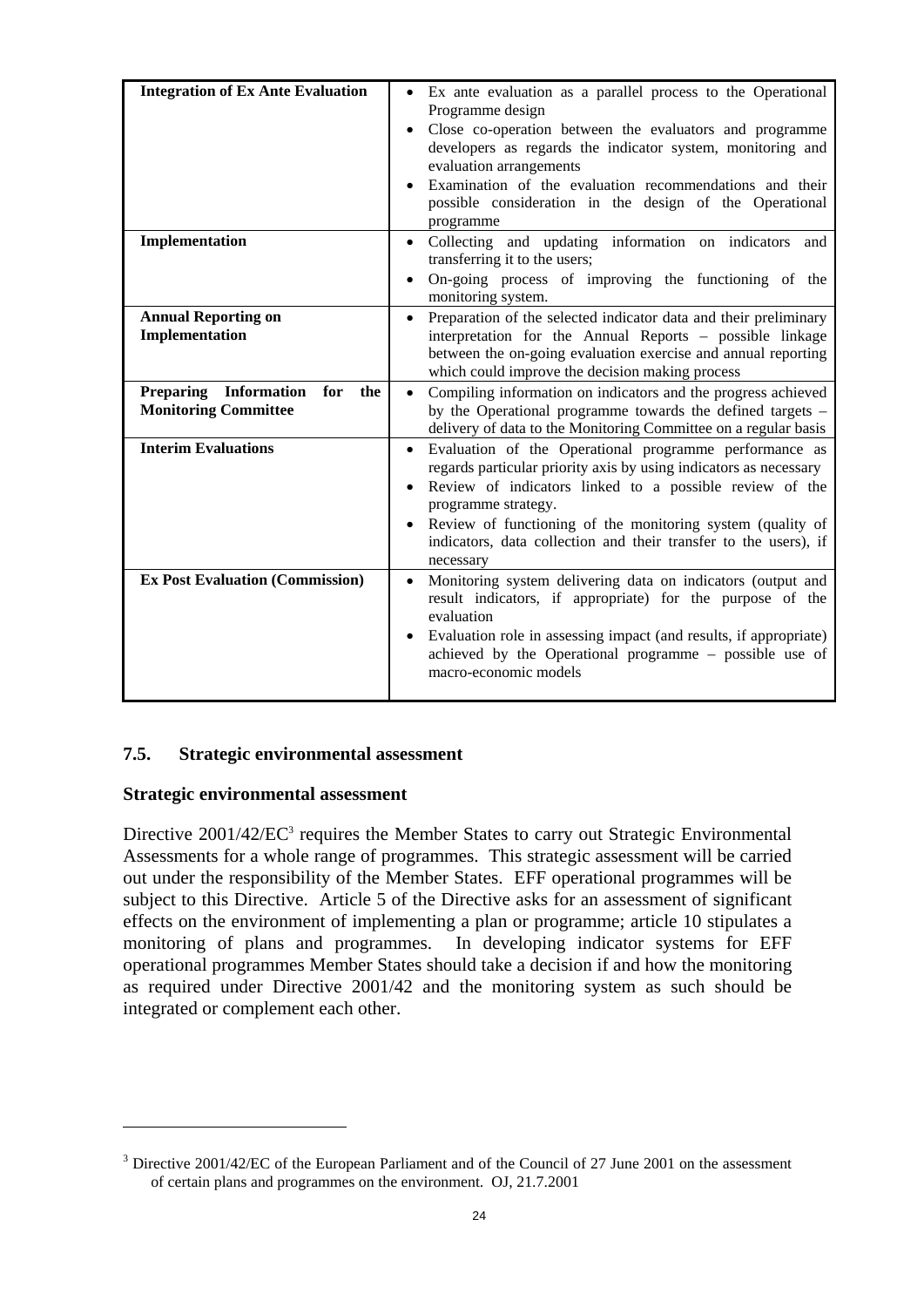| | |
|---|---|
| **Integration of Ex Ante Evaluation** | • Ex ante evaluation as a parallel process to the Operational Programme design<br>• Close co-operation between the evaluators and programme developers as regards the indicator system, monitoring and evaluation arrangements<br>• Examination of the evaluation recommendations and their possible consideration in the design of the Operational programme |
| **Implementation** | • Collecting and updating information on indicators and transferring it to the users;<br>• On-going process of improving the functioning of the monitoring system. |
| **Annual Reporting on Implementation** | • Preparation of the selected indicator data and their preliminary interpretation for the Annual Reports – possible linkage between the on-going evaluation exercise and annual reporting which could improve the decision making process |
| **Preparing Information for the Monitoring Committee** | • Compiling information on indicators and the progress achieved by the Operational programme towards the defined targets – delivery of data to the Monitoring Committee on a regular basis |
| **Interim Evaluations** | • Evaluation of the Operational programme performance as regards particular priority axis by using indicators as necessary<br>• Review of indicators linked to a possible review of the programme strategy.<br>• Review of functioning of the monitoring system (quality of indicators, data collection and their transfer to the users), if necessary |
| **Ex Post Evaluation (Commission)** | • Monitoring system delivering data on indicators (output and result indicators, if appropriate) for the purpose of the evaluation<br>• Evaluation role in assessing impact (and results, if appropriate) achieved by the Operational programme – possible use of macro-economic models |

### 7.5. Strategic environmental assessment

**Strategic environmental assessment**

Directive 2001/42/EC[3] requires the Member States to carry out Strategic Environmental Assessments for a whole range of programmes. This strategic assessment will be carried out under the responsibility of the Member States. EFF operational programmes will be subject to this Directive. Article 5 of the Directive asks for an assessment of significant effects on the environment of implementing a plan or programme; article 10 stipulates a monitoring of plans and programmes. In developing indicator systems for EFF operational programmes Member States should take a decision if and how the monitoring as required under Directive 2001/42 and the monitoring system as such should be integrated or complement each other.

---

[3] Directive 2001/42/EC of the European Parliament and of the Council of 27 June 2001 on the assessment of certain plans and programmes on the environment. OJ, 21.7.2001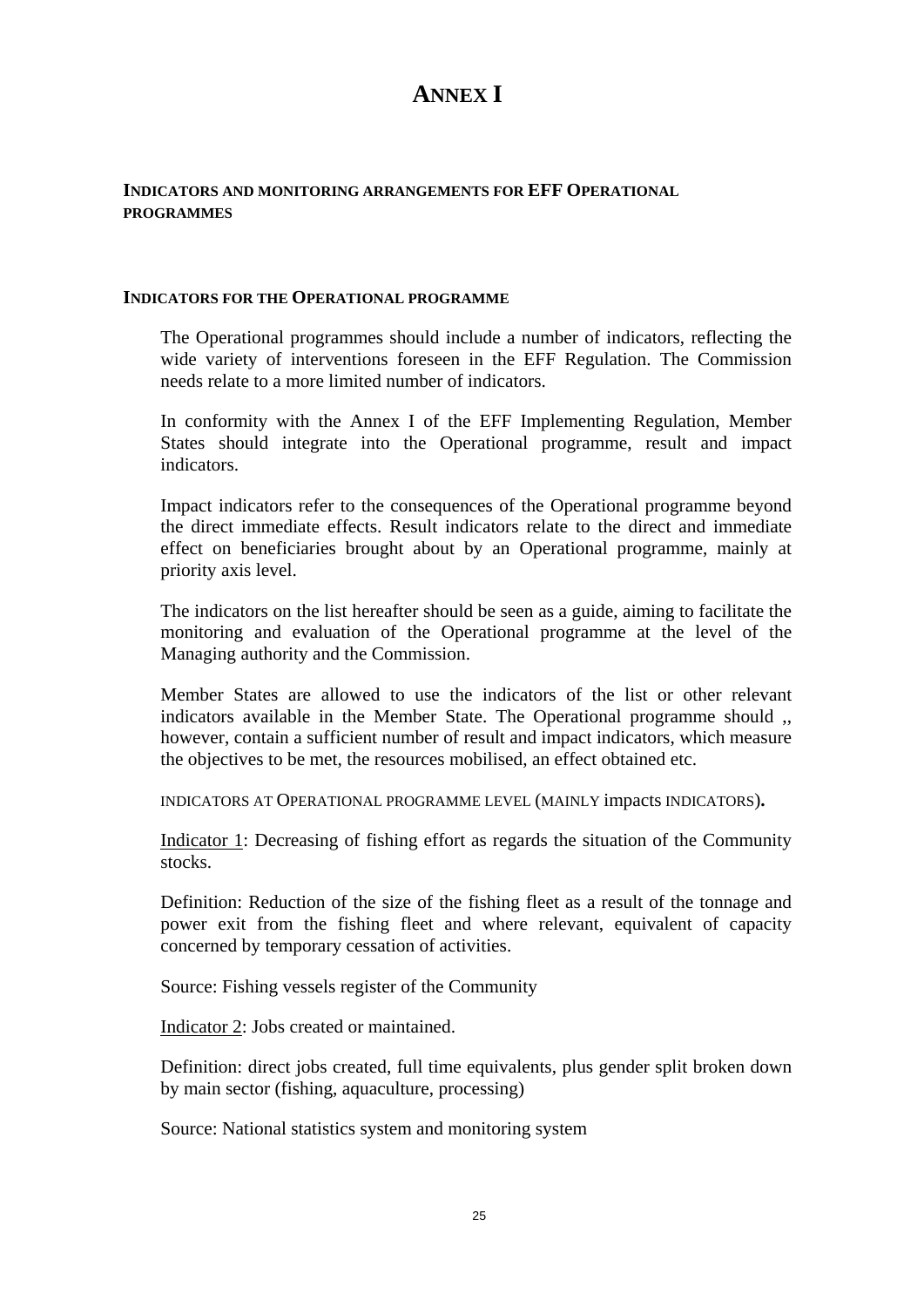# ANNEX I

## INDICATORS AND MONITORING ARRANGEMENTS FOR EFF OPERATIONAL PROGRAMMES

### INDICATORS FOR THE OPERATIONAL PROGRAMME

The Operational programmes should include a number of indicators, reflecting the wide variety of interventions foreseen in the EFF Regulation. The Commission needs relate to a more limited number of indicators.

In conformity with the Annex I of the EFF Implementing Regulation, Member States should integrate into the Operational programme, result and impact indicators.

Impact indicators refer to the consequences of the Operational programme beyond the direct immediate effects. Result indicators relate to the direct and immediate effect on beneficiaries brought about by an Operational programme, mainly at priority axis level.

The indicators on the list hereafter should be seen as a guide, aiming to facilitate the monitoring and evaluation of the Operational programme at the level of the Managing authority and the Commission.

Member States are allowed to use the indicators of the list or other relevant indicators available in the Member State. The Operational programme should ,, however, contain a sufficient number of result and impact indicators, which measure the objectives to be met, the resources mobilised, an effect obtained etc.

INDICATORS AT OPERATIONAL PROGRAMME LEVEL (MAINLY impacts INDICATORS)**.**

Indicator 1: Decreasing of fishing effort as regards the situation of the Community stocks.

Definition: Reduction of the size of the fishing fleet as a result of the tonnage and power exit from the fishing fleet and where relevant, equivalent of capacity concerned by temporary cessation of activities.

Source: Fishing vessels register of the Community

Indicator 2: Jobs created or maintained.

Definition: direct jobs created, full time equivalents, plus gender split broken down by main sector (fishing, aquaculture, processing)

Source: National statistics system and monitoring system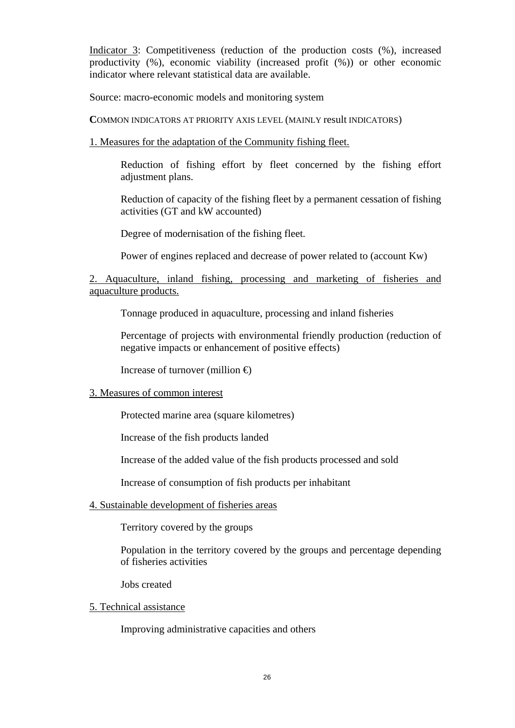Indicator 3: Competitiveness (reduction of the production costs (%), increased productivity (%), economic viability (increased profit (%)) or other economic indicator where relevant statistical data are available.

Source: macro-economic models and monitoring system

**C**OMMON INDICATORS AT PRIORITY AXIS LEVEL (MAINLY result INDICATORS)

1. Measures for the adaptation of the Community fishing fleet.

Reduction of fishing effort by fleet concerned by the fishing effort adjustment plans.

Reduction of capacity of the fishing fleet by a permanent cessation of fishing activities (GT and kW accounted)

Degree of modernisation of the fishing fleet.

Power of engines replaced and decrease of power related to (account Kw)

2. Aquaculture, inland fishing, processing and marketing of fisheries and aquaculture products.

Tonnage produced in aquaculture, processing and inland fisheries

Percentage of projects with environmental friendly production (reduction of negative impacts or enhancement of positive effects)

Increase of turnover (million €)

3. Measures of common interest

Protected marine area (square kilometres)

Increase of the fish products landed

Increase of the added value of the fish products processed and sold

Increase of consumption of fish products per inhabitant

4. Sustainable development of fisheries areas

Territory covered by the groups

Population in the territory covered by the groups and percentage depending of fisheries activities

Jobs created

5. Technical assistance

Improving administrative capacities and others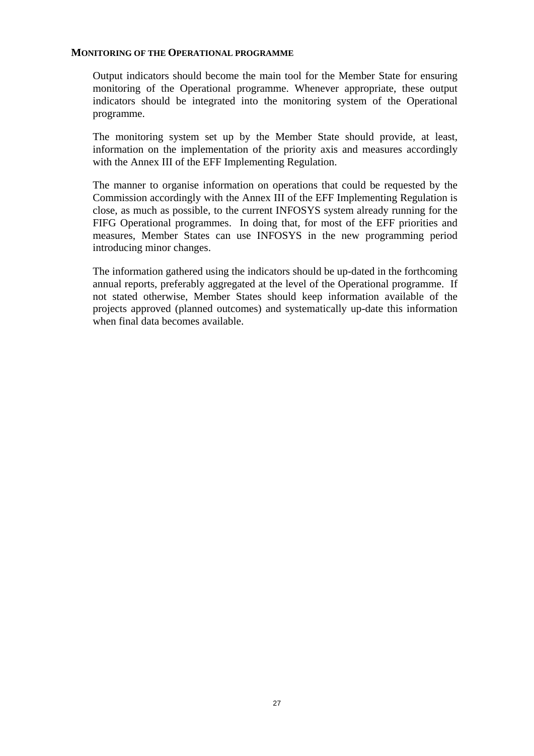## MONITORING OF THE OPERATIONAL PROGRAMME

Output indicators should become the main tool for the Member State for ensuring monitoring of the Operational programme. Whenever appropriate, these output indicators should be integrated into the monitoring system of the Operational programme.

The monitoring system set up by the Member State should provide, at least, information on the implementation of the priority axis and measures accordingly with the Annex III of the EFF Implementing Regulation.

The manner to organise information on operations that could be requested by the Commission accordingly with the Annex III of the EFF Implementing Regulation is close, as much as possible, to the current INFOSYS system already running for the FIFG Operational programmes. In doing that, for most of the EFF priorities and measures, Member States can use INFOSYS in the new programming period introducing minor changes.

The information gathered using the indicators should be up-dated in the forthcoming annual reports, preferably aggregated at the level of the Operational programme. If not stated otherwise, Member States should keep information available of the projects approved (planned outcomes) and systematically up-date this information when final data becomes available.